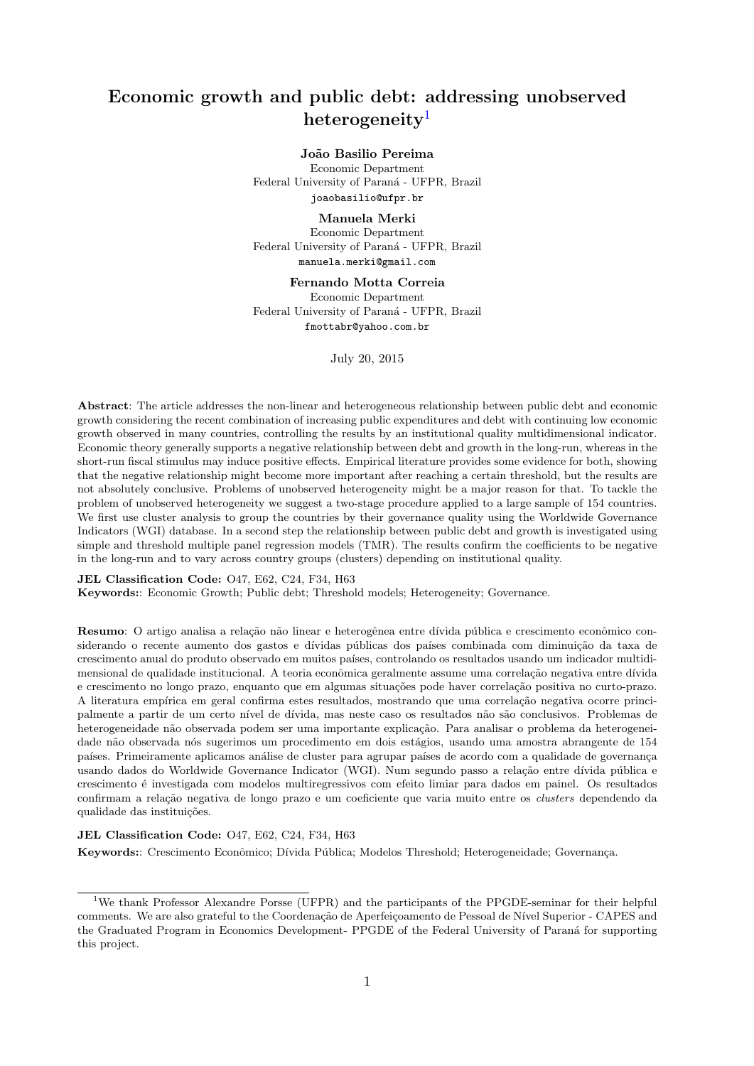# Economic growth and public debt: addressing unobserved heterogeneity[1]

**João Basilio Pereima**
Economic Department
Federal University of Paraná - UFPR, Brazil
joaobasilio@ufpr.br

**Manuela Merki**
Economic Department
Federal University of Paraná - UFPR, Brazil
manuela.merki@gmail.com

**Fernando Motta Correia**
Economic Department
Federal University of Paraná - UFPR, Brazil
fmottabr@yahoo.com.br

July 20, 2015

**Abstract**: The article addresses the non-linear and heterogeneous relationship between public debt and economic growth considering the recent combination of increasing public expenditures and debt with continuing low economic growth observed in many countries, controlling the results by an institutional quality multidimensional indicator. Economic theory generally supports a negative relationship between debt and growth in the long-run, whereas in the short-run fiscal stimulus may induce positive effects. Empirical literature provides some evidence for both, showing that the negative relationship might become more important after reaching a certain threshold, but the results are not absolutely conclusive. Problems of unobserved heterogeneity might be a major reason for that. To tackle the problem of unobserved heterogeneity we suggest a two-stage procedure applied to a large sample of 154 countries. We first use cluster analysis to group the countries by their governance quality using the Worldwide Governance Indicators (WGI) database. In a second step the relationship between public debt and growth is investigated using simple and threshold multiple panel regression models (TMR). The results confirm the coefficients to be negative in the long-run and to vary across country groups (clusters) depending on institutional quality.

**JEL Classification Code:** O47, E62, C24, F34, H63
**Keywords:**: Economic Growth; Public debt; Threshold models; Heterogeneity; Governance.

**Resumo**: O artigo analisa a relação não linear e heterogênea entre dívida pública e crescimento econômico considerando o recente aumento dos gastos e dívidas públicas dos países combinada com diminuição da taxa de crescimento anual do produto observado em muitos países, controlando os resultados usando um indicador multidimensional de qualidade institucional. A teoria econômica geralmente assume uma correlação negativa entre dívida e crescimento no longo prazo, enquanto que em algumas situações pode haver correlação positiva no curto-prazo. A literatura empírica em geral confirma estes resultados, mostrando que uma correlação negativa ocorre principalmente a partir de um certo nível de dívida, mas neste caso os resultados não são conclusivos. Problemas de heterogeneidade não observada podem ser uma importante explicação. Para analisar o problema da heterogeneidade não observada nós sugerimos um procedimento em dois estágios, usando uma amostra abrangente de 154 países. Primeiramente aplicamos análise de cluster para agrupar países de acordo com a qualidade de governança usando dados do Worldwide Governance Indicator (WGI). Num segundo passo a relação entre dívida pública e crescimento é investigada com modelos multiregressivos com efeito limiar para dados em painel. Os resultados confirmam a relação negativa de longo prazo e um coeficiente que varia muito entre os *clusters* dependendo da qualidade das instituições.

**JEL Classification Code:** O47, E62, C24, F34, H63
**Keywords:**: Crescimento Econômico; Dívida Pública; Modelos Threshold; Heterogeneidade; Governança.

---

[1] We thank Professor Alexandre Porsse (UFPR) and the participants of the PPGDE-seminar for their helpful comments. We are also grateful to the Coordenação de Aperfeiçoamento de Pessoal de Nível Superior - CAPES and the Graduated Program in Economics Development- PPGDE of the Federal University of Paraná for supporting this project.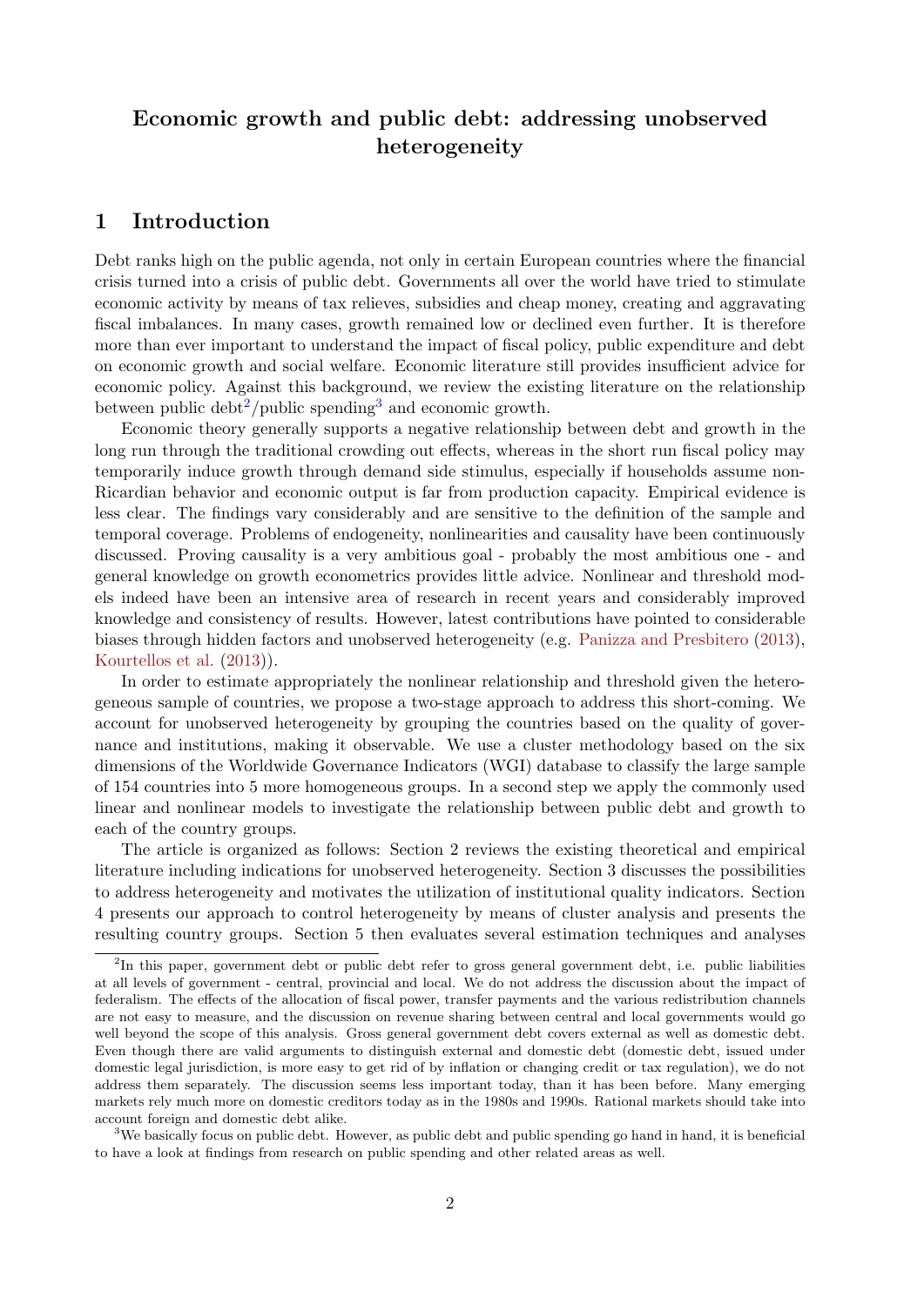**Economic growth and public debt: addressing unobserved heterogeneity**

# 1 Introduction

Debt ranks high on the public agenda, not only in certain European countries where the financial crisis turned into a crisis of public debt. Governments all over the world have tried to stimulate economic activity by means of tax relieves, subsidies and cheap money, creating and aggravating fiscal imbalances. In many cases, growth remained low or declined even further. It is therefore more than ever important to understand the impact of fiscal policy, public expenditure and debt on economic growth and social welfare. Economic literature still provides insufficient advice for economic policy. Against this background, we review the existing literature on the relationship between public debt[2]/public spending[3] and economic growth.

Economic theory generally supports a negative relationship between debt and growth in the long run through the traditional crowding out effects, whereas in the short run fiscal policy may temporarily induce growth through demand side stimulus, especially if households assume non-Ricardian behavior and economic output is far from production capacity. Empirical evidence is less clear. The findings vary considerably and are sensitive to the definition of the sample and temporal coverage. Problems of endogeneity, nonlinearities and causality have been continuously discussed. Proving causality is a very ambitious goal - probably the most ambitious one - and general knowledge on growth econometrics provides little advice. Nonlinear and threshold models indeed have been an intensive area of research in recent years and considerably improved knowledge and consistency of results. However, latest contributions have pointed to considerable biases through hidden factors and unobserved heterogeneity (e.g. Panizza and Presbitero (2013), Kourtellos et al. (2013)).

In order to estimate appropriately the nonlinear relationship and threshold given the heterogeneous sample of countries, we propose a two-stage approach to address this short-coming. We account for unobserved heterogeneity by grouping the countries based on the quality of governance and institutions, making it observable. We use a cluster methodology based on the six dimensions of the Worldwide Governance Indicators (WGI) database to classify the large sample of 154 countries into 5 more homogeneous groups. In a second step we apply the commonly used linear and nonlinear models to investigate the relationship between public debt and growth to each of the country groups.

The article is organized as follows: Section 2 reviews the existing theoretical and empirical literature including indications for unobserved heterogeneity. Section 3 discusses the possibilities to address heterogeneity and motivates the utilization of institutional quality indicators. Section 4 presents our approach to control heterogeneity by means of cluster analysis and presents the resulting country groups. Section 5 then evaluates several estimation techniques and analyses

---

[2] In this paper, government debt or public debt refer to gross general government debt, i.e. public liabilities at all levels of government - central, provincial and local. We do not address the discussion about the impact of federalism. The effects of the allocation of fiscal power, transfer payments and the various redistribution channels are not easy to measure, and the discussion on revenue sharing between central and local governments would go well beyond the scope of this analysis. Gross general government debt covers external as well as domestic debt. Even though there are valid arguments to distinguish external and domestic debt (domestic debt, issued under domestic legal jurisdiction, is more easy to get rid of by inflation or changing credit or tax regulation), we do not address them separately. The discussion seems less important today, than it has been before. Many emerging markets rely much more on domestic creditors today as in the 1980s and 1990s. Rational markets should take into account foreign and domestic debt alike.

[3] We basically focus on public debt. However, as public debt and public spending go hand in hand, it is beneficial to have a look at findings from research on public spending and other related areas as well.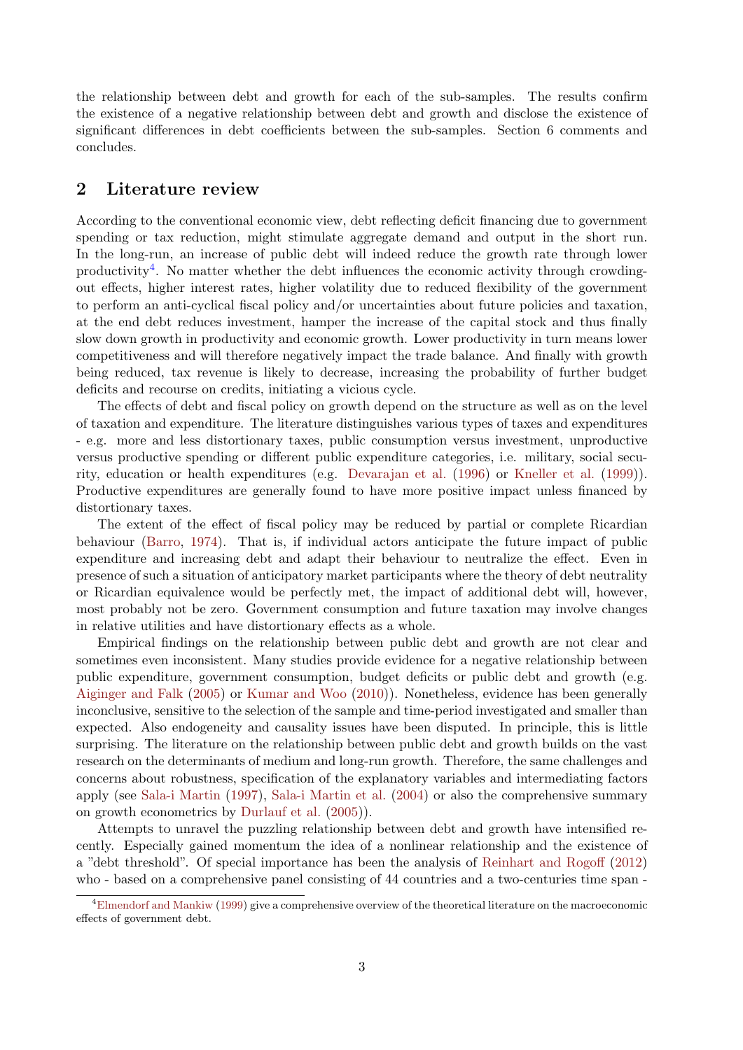the relationship between debt and growth for each of the sub-samples. The results confirm the existence of a negative relationship between debt and growth and disclose the existence of significant differences in debt coefficients between the sub-samples. Section 6 comments and concludes.

## 2 Literature review

According to the conventional economic view, debt reflecting deficit financing due to government spending or tax reduction, might stimulate aggregate demand and output in the short run. In the long-run, an increase of public debt will indeed reduce the growth rate through lower productivity[4]. No matter whether the debt influences the economic activity through crowding-out effects, higher interest rates, higher volatility due to reduced flexibility of the government to perform an anti-cyclical fiscal policy and/or uncertainties about future policies and taxation, at the end debt reduces investment, hamper the increase of the capital stock and thus finally slow down growth in productivity and economic growth. Lower productivity in turn means lower competitiveness and will therefore negatively impact the trade balance. And finally with growth being reduced, tax revenue is likely to decrease, increasing the probability of further budget deficits and recourse on credits, initiating a vicious cycle.

The effects of debt and fiscal policy on growth depend on the structure as well as on the level of taxation and expenditure. The literature distinguishes various types of taxes and expenditures - e.g. more and less distortionary taxes, public consumption versus investment, unproductive versus productive spending or different public expenditure categories, i.e. military, social security, education or health expenditures (e.g. Devarajan et al. (1996) or Kneller et al. (1999)). Productive expenditures are generally found to have more positive impact unless financed by distortionary taxes.

The extent of the effect of fiscal policy may be reduced by partial or complete Ricardian behaviour (Barro, 1974). That is, if individual actors anticipate the future impact of public expenditure and increasing debt and adapt their behaviour to neutralize the effect. Even in presence of such a situation of anticipatory market participants where the theory of debt neutrality or Ricardian equivalence would be perfectly met, the impact of additional debt will, however, most probably not be zero. Government consumption and future taxation may involve changes in relative utilities and have distortionary effects as a whole.

Empirical findings on the relationship between public debt and growth are not clear and sometimes even inconsistent. Many studies provide evidence for a negative relationship between public expenditure, government consumption, budget deficits or public debt and growth (e.g. Aiginger and Falk (2005) or Kumar and Woo (2010)). Nonetheless, evidence has been generally inconclusive, sensitive to the selection of the sample and time-period investigated and smaller than expected. Also endogeneity and causality issues have been disputed. In principle, this is little surprising. The literature on the relationship between public debt and growth builds on the vast research on the determinants of medium and long-run growth. Therefore, the same challenges and concerns about robustness, specification of the explanatory variables and intermediating factors apply (see Sala-i Martin (1997), Sala-i Martin et al. (2004) or also the comprehensive summary on growth econometrics by Durlauf et al. (2005)).

Attempts to unravel the puzzling relationship between debt and growth have intensified recently. Especially gained momentum the idea of a nonlinear relationship and the existence of a "debt threshold". Of special importance has been the analysis of Reinhart and Rogoff (2012) who - based on a comprehensive panel consisting of 44 countries and a two-centuries time span -

[4] Elmendorf and Mankiw (1999) give a comprehensive overview of the theoretical literature on the macroeconomic effects of government debt.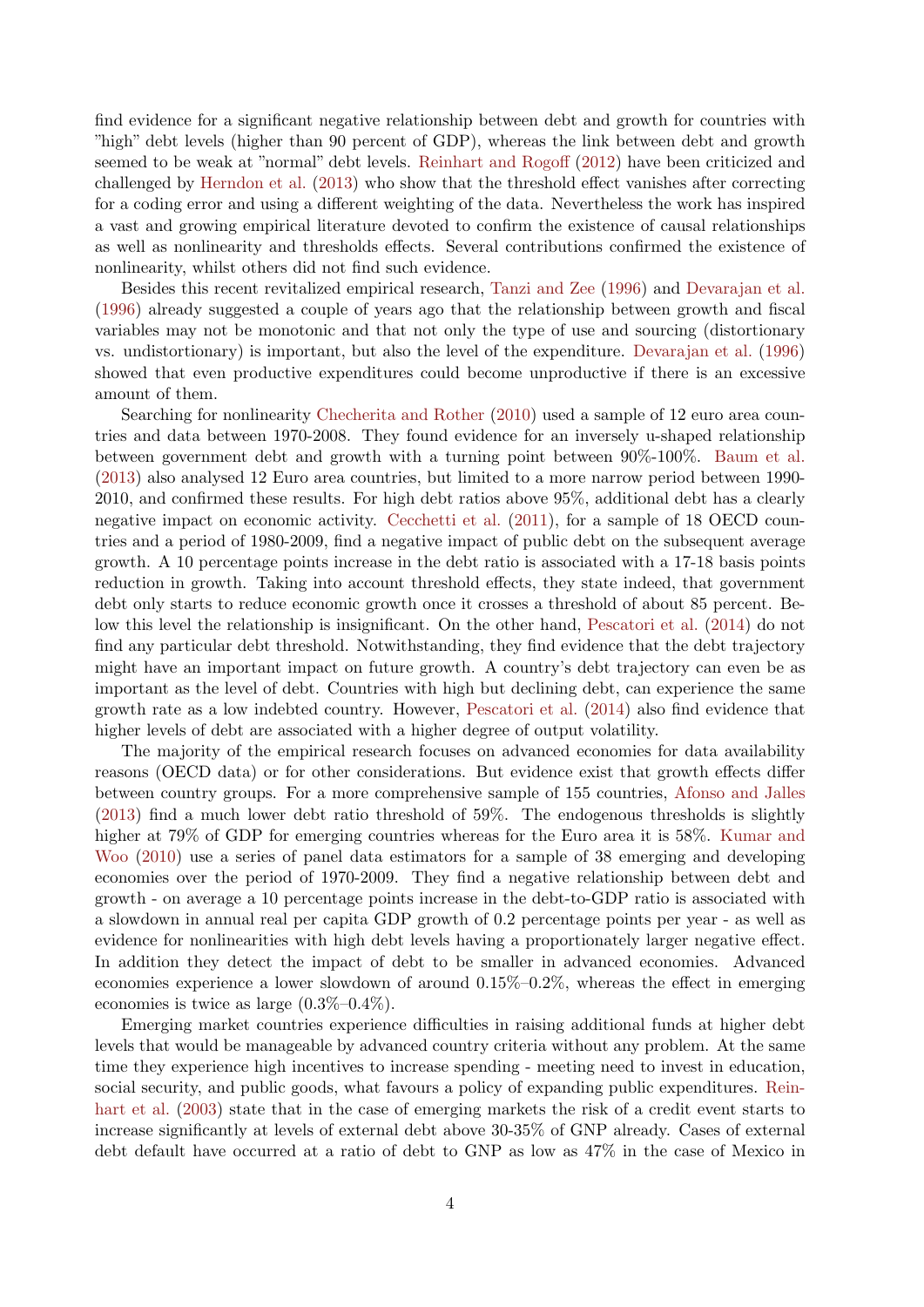find evidence for a significant negative relationship between debt and growth for countries with "high" debt levels (higher than 90 percent of GDP), whereas the link between debt and growth seemed to be weak at "normal" debt levels. Reinhart and Rogoff (2012) have been criticized and challenged by Herndon et al. (2013) who show that the threshold effect vanishes after correcting for a coding error and using a different weighting of the data. Nevertheless the work has inspired a vast and growing empirical literature devoted to confirm the existence of causal relationships as well as nonlinearity and thresholds effects. Several contributions confirmed the existence of nonlinearity, whilst others did not find such evidence.

Besides this recent revitalized empirical research, Tanzi and Zee (1996) and Devarajan et al. (1996) already suggested a couple of years ago that the relationship between growth and fiscal variables may not be monotonic and that not only the type of use and sourcing (distortionary vs. undistortionary) is important, but also the level of the expenditure. Devarajan et al. (1996) showed that even productive expenditures could become unproductive if there is an excessive amount of them.

Searching for nonlinearity Checherita and Rother (2010) used a sample of 12 euro area countries and data between 1970-2008. They found evidence for an inversely u-shaped relationship between government debt and growth with a turning point between 90%-100%. Baum et al. (2013) also analysed 12 Euro area countries, but limited to a more narrow period between 1990-2010, and confirmed these results. For high debt ratios above 95%, additional debt has a clearly negative impact on economic activity. Cecchetti et al. (2011), for a sample of 18 OECD countries and a period of 1980-2009, find a negative impact of public debt on the subsequent average growth. A 10 percentage points increase in the debt ratio is associated with a 17-18 basis points reduction in growth. Taking into account threshold effects, they state indeed, that government debt only starts to reduce economic growth once it crosses a threshold of about 85 percent. Below this level the relationship is insignificant. On the other hand, Pescatori et al. (2014) do not find any particular debt threshold. Notwithstanding, they find evidence that the debt trajectory might have an important impact on future growth. A country's debt trajectory can even be as important as the level of debt. Countries with high but declining debt, can experience the same growth rate as a low indebted country. However, Pescatori et al. (2014) also find evidence that higher levels of debt are associated with a higher degree of output volatility.

The majority of the empirical research focuses on advanced economies for data availability reasons (OECD data) or for other considerations. But evidence exist that growth effects differ between country groups. For a more comprehensive sample of 155 countries, Afonso and Jalles (2013) find a much lower debt ratio threshold of 59%. The endogenous thresholds is slightly higher at 79% of GDP for emerging countries whereas for the Euro area it is 58%. Kumar and Woo (2010) use a series of panel data estimators for a sample of 38 emerging and developing economies over the period of 1970-2009. They find a negative relationship between debt and growth - on average a 10 percentage points increase in the debt-to-GDP ratio is associated with a slowdown in annual real per capita GDP growth of 0.2 percentage points per year - as well as evidence for nonlinearities with high debt levels having a proportionately larger negative effect. In addition they detect the impact of debt to be smaller in advanced economies. Advanced economies experience a lower slowdown of around 0.15%–0.2%, whereas the effect in emerging economies is twice as large (0.3%–0.4%).

Emerging market countries experience difficulties in raising additional funds at higher debt levels that would be manageable by advanced country criteria without any problem. At the same time they experience high incentives to increase spending - meeting need to invest in education, social security, and public goods, what favours a policy of expanding public expenditures. Reinhart et al. (2003) state that in the case of emerging markets the risk of a credit event starts to increase significantly at levels of external debt above 30-35% of GNP already. Cases of external debt default have occurred at a ratio of debt to GNP as low as 47% in the case of Mexico in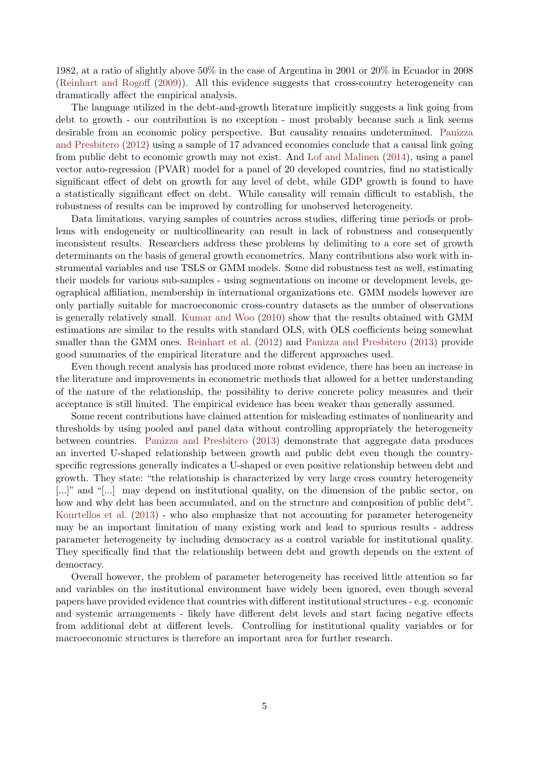1982, at a ratio of slightly above 50% in the case of Argentina in 2001 or 20% in Ecuador in 2008 (Reinhart and Rogoff (2009)). All this evidence suggests that cross-country heterogeneity can dramatically affect the empirical analysis.

The language utilized in the debt-and-growth literature implicitly suggests a link going from debt to growth - our contribution is no exception - most probably because such a link seems desirable from an economic policy perspective. But causality remains undetermined. Panizza and Presbitero (2012) using a sample of 17 advanced economies conclude that a causal link going from public debt to economic growth may not exist. And Lof and Malinen (2014), using a panel vector auto-regression (PVAR) model for a panel of 20 developed countries, find no statistically significant effect of debt on growth for any level of debt, while GDP growth is found to have a statistically significant effect on debt. While causality will remain difficult to establish, the robustness of results can be improved by controlling for unobserved heterogeneity.

Data limitations, varying samples of countries across studies, differing time periods or problems with endogeneity or multicollinearity can result in lack of robustness and consequently inconsistent results. Researchers address these problems by delimiting to a core set of growth determinants on the basis of general growth econometrics. Many contributions also work with instrumental variables and use TSLS or GMM models. Some did robustness test as well, estimating their models for various sub-samples - using segmentations on income or development levels, geographical affiliation, membership in international organizations etc. GMM models however are only partially suitable for macroeconomic cross-country datasets as the number of observations is generally relatively small. Kumar and Woo (2010) show that the results obtained with GMM estimations are similar to the results with standard OLS, with OLS coefficients being somewhat smaller than the GMM ones. Reinhart et al. (2012) and Panizza and Presbitero (2013) provide good summaries of the empirical literature and the different approaches used.

Even though recent analysis has produced more robust evidence, there has been an increase in the literature and improvements in econometric methods that allowed for a better understanding of the nature of the relationship, the possibility to derive concrete policy measures and their acceptance is still limited. The empirical evidence has been weaker than generally assumed.

Some recent contributions have claimed attention for misleading estimates of nonlinearity and thresholds by using pooled and panel data without controlling appropriately the heterogeneity between countries. Panizza and Presbitero (2013) demonstrate that aggregate data produces an inverted U-shaped relationship between growth and public debt even though the country-specific regressions generally indicates a U-shaped or even positive relationship between debt and growth. They state: "the relationship is characterized by very large cross country heterogeneity [...]" and "[...] may depend on institutional quality, on the dimension of the public sector, on how and why debt has been accumulated, and on the structure and composition of public debt". Kourtellos et al. (2013) - who also emphasize that not accounting for parameter heterogeneity may be an important limitation of many existing work and lead to spurious results - address parameter heterogeneity by including democracy as a control variable for institutional quality. They specifically find that the relationship between debt and growth depends on the extent of democracy.

Overall however, the problem of parameter heterogeneity has received little attention so far and variables on the institutional environment have widely been ignored, even though several papers have provided evidence that countries with different institutional structures - e.g. economic and systemic arrangements - likely have different debt levels and start facing negative effects from additional debt at different levels. Controlling for institutional quality variables or for macroeconomic structures is therefore an important area for further research.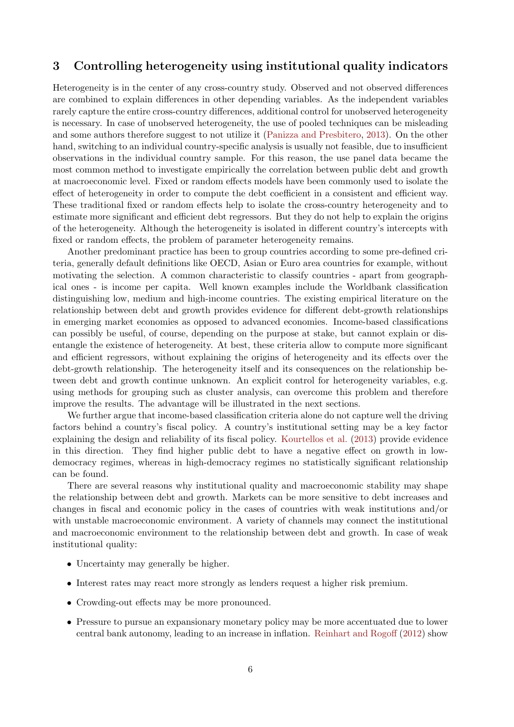## 3 Controlling heterogeneity using institutional quality indicators

Heterogeneity is in the center of any cross-country study. Observed and not observed differences are combined to explain differences in other depending variables. As the independent variables rarely capture the entire cross-country differences, additional control for unobserved heterogeneity is necessary. In case of unobserved heterogeneity, the use of pooled techniques can be misleading and some authors therefore suggest to not utilize it (Panizza and Presbitero, 2013). On the other hand, switching to an individual country-specific analysis is usually not feasible, due to insufficient observations in the individual country sample. For this reason, the use panel data became the most common method to investigate empirically the correlation between public debt and growth at macroeconomic level. Fixed or random effects models have been commonly used to isolate the effect of heterogeneity in order to compute the debt coefficient in a consistent and efficient way. These traditional fixed or random effects help to isolate the cross-country heterogeneity and to estimate more significant and efficient debt regressors. But they do not help to explain the origins of the heterogeneity. Although the heterogeneity is isolated in different country's intercepts with fixed or random effects, the problem of parameter heterogeneity remains.

Another predominant practice has been to group countries according to some pre-defined criteria, generally default definitions like OECD, Asian or Euro area countries for example, without motivating the selection. A common characteristic to classify countries - apart from geographical ones - is income per capita. Well known examples include the Worldbank classification distinguishing low, medium and high-income countries. The existing empirical literature on the relationship between debt and growth provides evidence for different debt-growth relationships in emerging market economies as opposed to advanced economies. Income-based classifications can possibly be useful, of course, depending on the purpose at stake, but cannot explain or disentangle the existence of heterogeneity. At best, these criteria allow to compute more significant and efficient regressors, without explaining the origins of heterogeneity and its effects over the debt-growth relationship. The heterogeneity itself and its consequences on the relationship between debt and growth continue unknown. An explicit control for heterogeneity variables, e.g. using methods for grouping such as cluster analysis, can overcome this problem and therefore improve the results. The advantage will be illustrated in the next sections.

We further argue that income-based classification criteria alone do not capture well the driving factors behind a country's fiscal policy. A country's institutional setting may be a key factor explaining the design and reliability of its fiscal policy. Kourtellos et al. (2013) provide evidence in this direction. They find higher public debt to have a negative effect on growth in low-democracy regimes, whereas in high-democracy regimes no statistically significant relationship can be found.

There are several reasons why institutional quality and macroeconomic stability may shape the relationship between debt and growth. Markets can be more sensitive to debt increases and changes in fiscal and economic policy in the cases of countries with weak institutions and/or with unstable macroeconomic environment. A variety of channels may connect the institutional and macroeconomic environment to the relationship between debt and growth. In case of weak institutional quality:

- Uncertainty may generally be higher.
- Interest rates may react more strongly as lenders request a higher risk premium.
- Crowding-out effects may be more pronounced.
- Pressure to pursue an expansionary monetary policy may be more accentuated due to lower central bank autonomy, leading to an increase in inflation. Reinhart and Rogoff (2012) show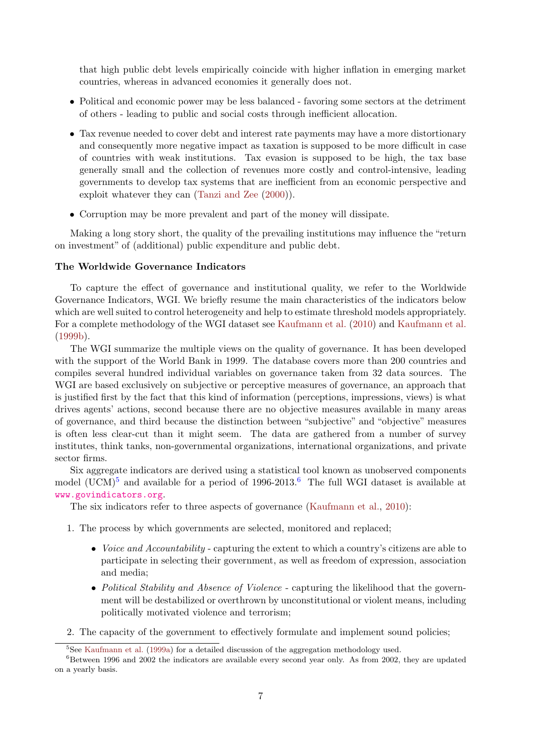that high public debt levels empirically coincide with higher inflation in emerging market countries, whereas in advanced economies it generally does not.

- Political and economic power may be less balanced - favoring some sectors at the detriment of others - leading to public and social costs through inefficient allocation.
- Tax revenue needed to cover debt and interest rate payments may have a more distortionary and consequently more negative impact as taxation is supposed to be more difficult in case of countries with weak institutions. Tax evasion is supposed to be high, the tax base generally small and the collection of revenues more costly and control-intensive, leading governments to develop tax systems that are inefficient from an economic perspective and exploit whatever they can (Tanzi and Zee (2000)).
- Corruption may be more prevalent and part of the money will dissipate.

Making a long story short, the quality of the prevailing institutions may influence the "return on investment" of (additional) public expenditure and public debt.

**The Worldwide Governance Indicators**

To capture the effect of governance and institutional quality, we refer to the Worldwide Governance Indicators, WGI. We briefly resume the main characteristics of the indicators below which are well suited to control heterogeneity and help to estimate threshold models appropriately. For a complete methodology of the WGI dataset see Kaufmann et al. (2010) and Kaufmann et al. (1999b).

The WGI summarize the multiple views on the quality of governance. It has been developed with the support of the World Bank in 1999. The database covers more than 200 countries and compiles several hundred individual variables on governance taken from 32 data sources. The WGI are based exclusively on subjective or perceptive measures of governance, an approach that is justified first by the fact that this kind of information (perceptions, impressions, views) is what drives agents' actions, second because there are no objective measures available in many areas of governance, and third because the distinction between "subjective" and "objective" measures is often less clear-cut than it might seem. The data are gathered from a number of survey institutes, think tanks, non-governmental organizations, international organizations, and private sector firms.

Six aggregate indicators are derived using a statistical tool known as unobserved components model (UCM)[5] and available for a period of 1996-2013.[6] The full WGI dataset is available at www.govindicators.org.

The six indicators refer to three aspects of governance (Kaufmann et al., 2010):

1. The process by which governments are selected, monitored and replaced;
   - *Voice and Accountability* - capturing the extent to which a country's citizens are able to participate in selecting their government, as well as freedom of expression, association and media;
   - *Political Stability and Absence of Violence* - capturing the likelihood that the government will be destabilized or overthrown by unconstitutional or violent means, including politically motivated violence and terrorism;
2. The capacity of the government to effectively formulate and implement sound policies;

[5] See Kaufmann et al. (1999a) for a detailed discussion of the aggregation methodology used.

[6] Between 1996 and 2002 the indicators are available every second year only. As from 2002, they are updated on a yearly basis.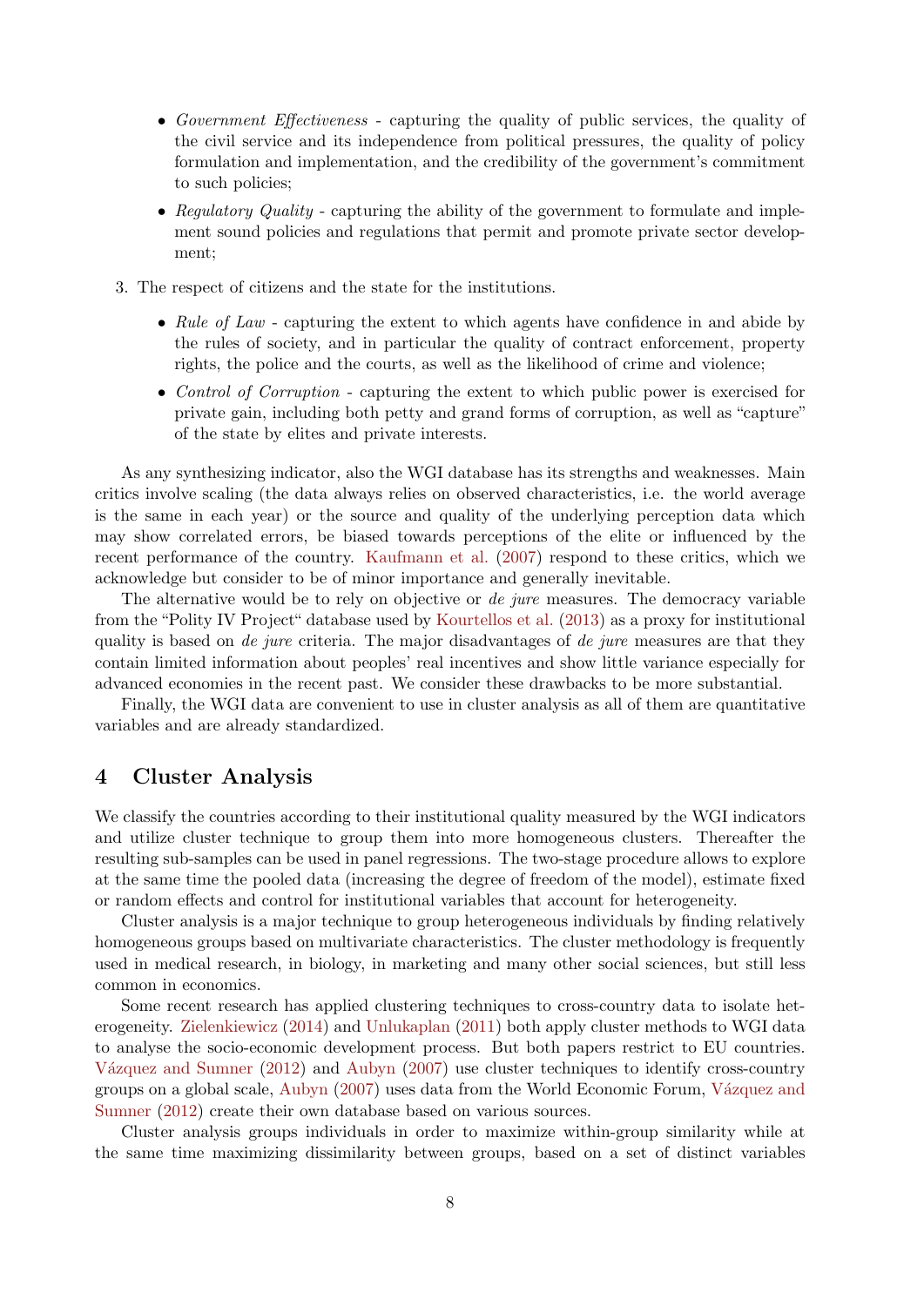- *Government Effectiveness* - capturing the quality of public services, the quality of the civil service and its independence from political pressures, the quality of policy formulation and implementation, and the credibility of the government's commitment to such policies;
- *Regulatory Quality* - capturing the ability of the government to formulate and implement sound policies and regulations that permit and promote private sector development;

3. The respect of citizens and the state for the institutions.

- *Rule of Law* - capturing the extent to which agents have confidence in and abide by the rules of society, and in particular the quality of contract enforcement, property rights, the police and the courts, as well as the likelihood of crime and violence;
- *Control of Corruption* - capturing the extent to which public power is exercised for private gain, including both petty and grand forms of corruption, as well as "capture" of the state by elites and private interests.

As any synthesizing indicator, also the WGI database has its strengths and weaknesses. Main critics involve scaling (the data always relies on observed characteristics, i.e. the world average is the same in each year) or the source and quality of the underlying perception data which may show correlated errors, be biased towards perceptions of the elite or influenced by the recent performance of the country. Kaufmann et al. (2007) respond to these critics, which we acknowledge but consider to be of minor importance and generally inevitable.

The alternative would be to rely on objective or *de jure* measures. The democracy variable from the "Polity IV Project" database used by Kourtellos et al. (2013) as a proxy for institutional quality is based on *de jure* criteria. The major disadvantages of *de jure* measures are that they contain limited information about peoples' real incentives and show little variance especially for advanced economies in the recent past. We consider these drawbacks to be more substantial.

Finally, the WGI data are convenient to use in cluster analysis as all of them are quantitative variables and are already standardized.

# 4 Cluster Analysis

We classify the countries according to their institutional quality measured by the WGI indicators and utilize cluster technique to group them into more homogeneous clusters. Thereafter the resulting sub-samples can be used in panel regressions. The two-stage procedure allows to explore at the same time the pooled data (increasing the degree of freedom of the model), estimate fixed or random effects and control for institutional variables that account for heterogeneity.

Cluster analysis is a major technique to group heterogeneous individuals by finding relatively homogeneous groups based on multivariate characteristics. The cluster methodology is frequently used in medical research, in biology, in marketing and many other social sciences, but still less common in economics.

Some recent research has applied clustering techniques to cross-country data to isolate heterogeneity. Zielenkiewicz (2014) and Unlukaplan (2011) both apply cluster methods to WGI data to analyse the socio-economic development process. But both papers restrict to EU countries. Vázquez and Sumner (2012) and Aubyn (2007) use cluster techniques to identify cross-country groups on a global scale, Aubyn (2007) uses data from the World Economic Forum, Vázquez and Sumner (2012) create their own database based on various sources.

Cluster analysis groups individuals in order to maximize within-group similarity while at the same time maximizing dissimilarity between groups, based on a set of distinct variables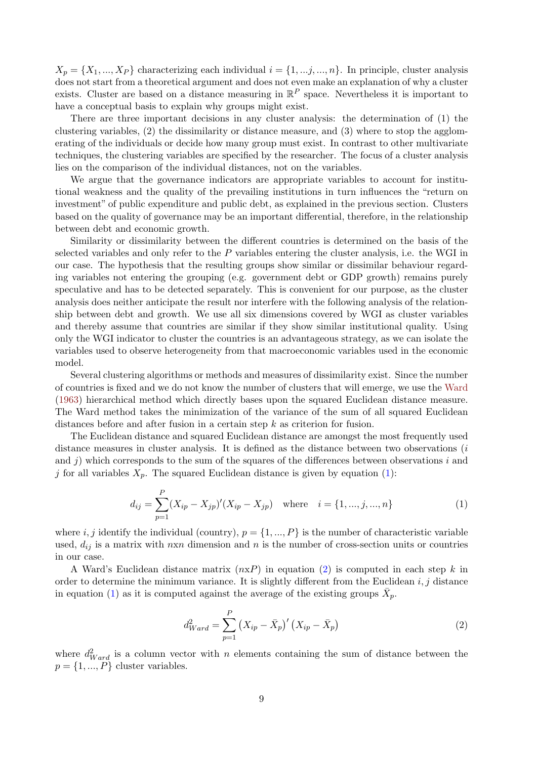$X_p = \{X_1, ..., X_P\}$ characterizing each individual $i = \{1, ...j, ..., n\}$. In principle, cluster analysis does not start from a theoretical argument and does not even make an explanation of why a cluster exists. Cluster are based on a distance measuring in $\mathbb{R}^P$ space. Nevertheless it is important to have a conceptual basis to explain why groups might exist.

There are three important decisions in any cluster analysis: the determination of (1) the clustering variables, (2) the dissimilarity or distance measure, and (3) where to stop the agglomerating of the individuals or decide how many group must exist. In contrast to other multivariate techniques, the clustering variables are specified by the researcher. The focus of a cluster analysis lies on the comparison of the individual distances, not on the variables.

We argue that the governance indicators are appropriate variables to account for institutional weakness and the quality of the prevailing institutions in turn influences the "return on investment" of public expenditure and public debt, as explained in the previous section. Clusters based on the quality of governance may be an important differential, therefore, in the relationship between debt and economic growth.

Similarity or dissimilarity between the different countries is determined on the basis of the selected variables and only refer to the $P$ variables entering the cluster analysis, i.e. the WGI in our case. The hypothesis that the resulting groups show similar or dissimilar behaviour regarding variables not entering the grouping (e.g. government debt or GDP growth) remains purely speculative and has to be detected separately. This is convenient for our purpose, as the cluster analysis does neither anticipate the result nor interfere with the following analysis of the relationship between debt and growth. We use all six dimensions covered by WGI as cluster variables and thereby assume that countries are similar if they show similar institutional quality. Using only the WGI indicator to cluster the countries is an advantageous strategy, as we can isolate the variables used to observe heterogeneity from that macroeconomic variables used in the economic model.

Several clustering algorithms or methods and measures of dissimilarity exist. Since the number of countries is fixed and we do not know the number of clusters that will emerge, we use the Ward (1963) hierarchical method which directly bases upon the squared Euclidean distance measure. The Ward method takes the minimization of the variance of the sum of all squared Euclidean distances before and after fusion in a certain step $k$ as criterion for fusion.

The Euclidean distance and squared Euclidean distance are amongst the most frequently used distance measures in cluster analysis. It is defined as the distance between two observations ($i$ and $j$) which corresponds to the sum of the squares of the differences between observations $i$ and $j$ for all variables $X_p$. The squared Euclidean distance is given by equation (1):

$$d_{ij} = \sum_{p=1}^{P} (X_{ip} - X_{jp})'(X_{ip} - X_{jp}) \quad \text{where} \quad i = \{1, ..., j, ..., n\} \tag{1}$$

where $i, j$ identify the individual (country), $p = \{1, ..., P\}$ is the number of characteristic variable used, $d_{ij}$ is a matrix with $nxn$ dimension and $n$ is the number of cross-section units or countries in our case.

A Ward's Euclidean distance matrix ($nxP$) in equation (2) is computed in each step $k$ in order to determine the minimum variance. It is slightly different from the Euclidean $i, j$ distance in equation (1) as it is computed against the average of the existing groups $\bar{X}_p$.

$$d^2_{Ward} = \sum_{p=1}^{P} \left(X_{ip} - \bar{X}_p\right)' \left(X_{ip} - \bar{X}_p\right) \tag{2}$$

where $d^2_{Ward}$ is a column vector with $n$ elements containing the sum of distance between the $p = \{1, ..., P\}$ cluster variables.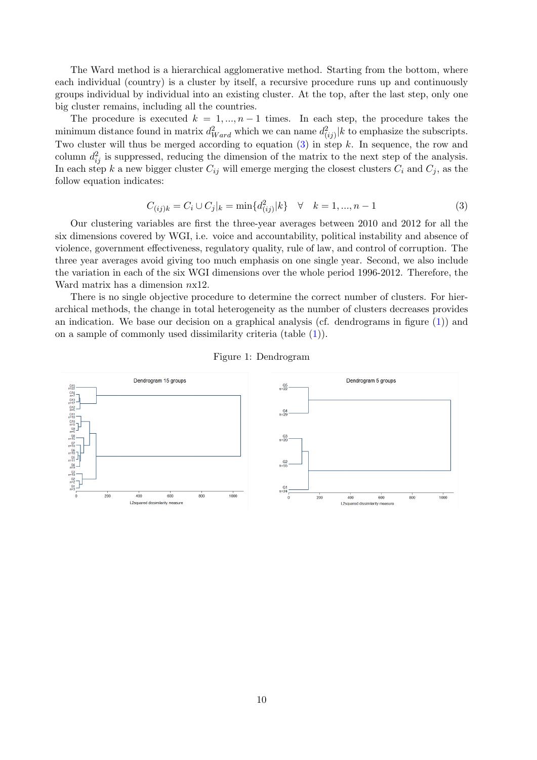The Ward method is a hierarchical agglomerative method. Starting from the bottom, where each individual (country) is a cluster by itself, a recursive procedure runs up and continuously groups individual by individual into an existing cluster. At the top, after the last step, only one big cluster remains, including all the countries.

The procedure is executed $k = 1, ..., n-1$ times. In each step, the procedure takes the minimum distance found in matrix $d^2_{Ward}$ which we can name $d^2_{(ij)}|k$ to emphasize the subscripts. Two cluster will thus be merged according to equation (3) in step $k$. In sequence, the row and column $d^2_{ij}$ is suppressed, reducing the dimension of the matrix to the next step of the analysis. In each step $k$ a new bigger cluster $C_{ij}$ will emerge merging the closest clusters $C_i$ and $C_j$, as the follow equation indicates:

$$C_{(ij)k} = C_i \cup C_j|_k = \min\{d^2_{(ij)}|k\} \quad \forall \quad k = 1, ..., n-1 \tag{3}$$

Our clustering variables are first the three-year averages between 2010 and 2012 for all the six dimensions covered by WGI, i.e. voice and accountability, political instability and absence of violence, government effectiveness, regulatory quality, rule of law, and control of corruption. The three year averages avoid giving too much emphasis on one single year. Second, we also include the variation in each of the six WGI dimensions over the whole period 1996-2012. Therefore, the Ward matrix has a dimension $n$x12.

There is no single objective procedure to determine the correct number of clusters. For hierarchical methods, the change in total heterogeneity as the number of clusters decreases provides an indication. We base our decision on a graphical analysis (cf. dendrograms in figure (1)) and on a sample of commonly used dissimilarity criteria (table (1)).

Figure 1: Dendrogram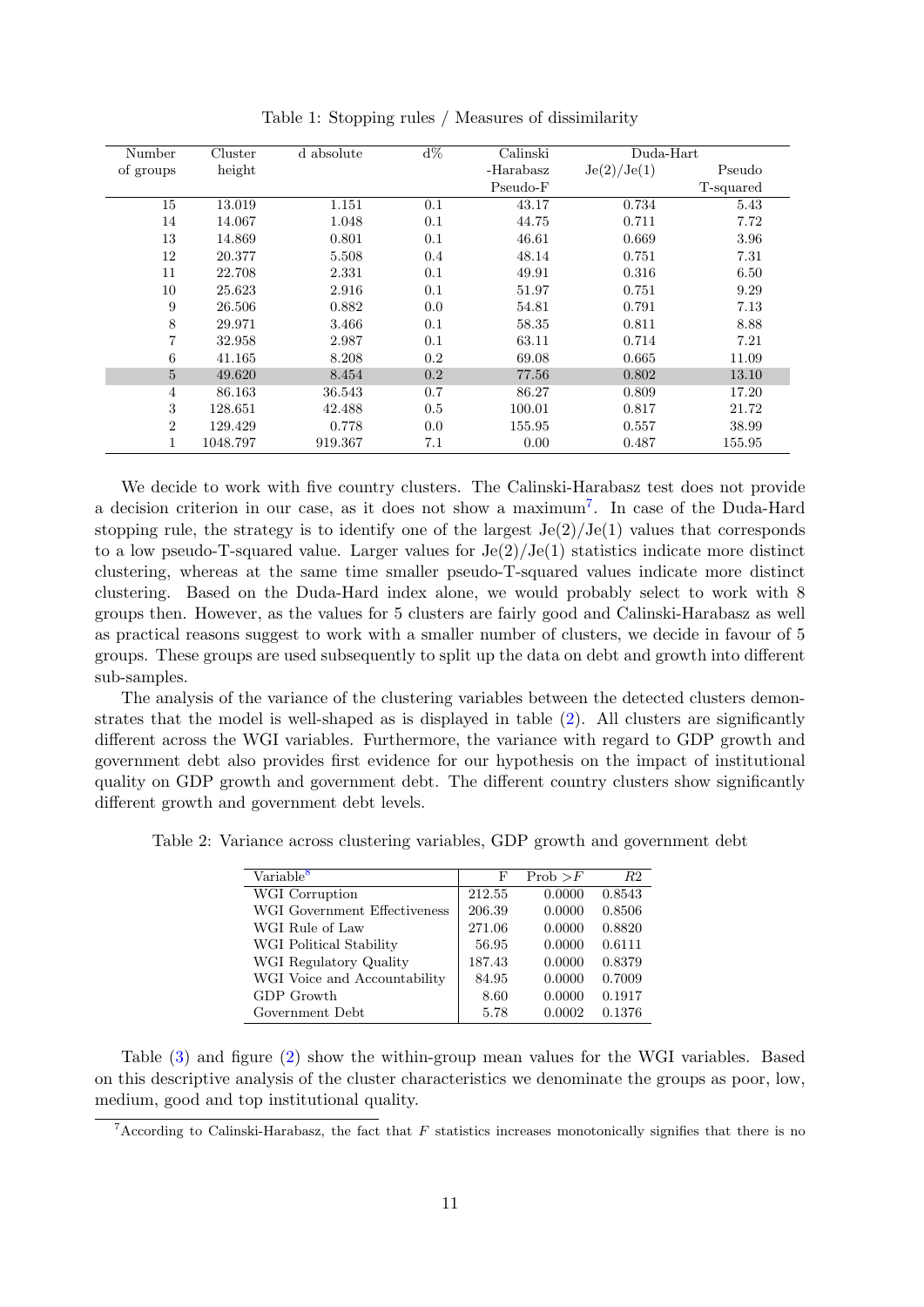Table 1: Stopping rules / Measures of dissimilarity

| Number of groups | Cluster height | d absolute | d% | Calinski -Harabasz Pseudo-F | Duda-Hart Je(2)/Je(1) | Pseudo T-squared |
|---|---|---|---|---|---|---|
| 15 | 13.019 | 1.151 | 0.1 | 43.17 | 0.734 | 5.43 |
| 14 | 14.067 | 1.048 | 0.1 | 44.75 | 0.711 | 7.72 |
| 13 | 14.869 | 0.801 | 0.1 | 46.61 | 0.669 | 3.96 |
| 12 | 20.377 | 5.508 | 0.4 | 48.14 | 0.751 | 7.31 |
| 11 | 22.708 | 2.331 | 0.1 | 49.91 | 0.316 | 6.50 |
| 10 | 25.623 | 2.916 | 0.1 | 51.97 | 0.751 | 9.29 |
| 9 | 26.506 | 0.882 | 0.0 | 54.81 | 0.791 | 7.13 |
| 8 | 29.971 | 3.466 | 0.1 | 58.35 | 0.811 | 8.88 |
| 7 | 32.958 | 2.987 | 0.1 | 63.11 | 0.714 | 7.21 |
| 6 | 41.165 | 8.208 | 0.2 | 69.08 | 0.665 | 11.09 |
| 5 | 49.620 | 8.454 | 0.2 | 77.56 | 0.802 | 13.10 |
| 4 | 86.163 | 36.543 | 0.7 | 86.27 | 0.809 | 17.20 |
| 3 | 128.651 | 42.488 | 0.5 | 100.01 | 0.817 | 21.72 |
| 2 | 129.429 | 0.778 | 0.0 | 155.95 | 0.557 | 38.99 |
| 1 | 1048.797 | 919.367 | 7.1 | 0.00 | 0.487 | 155.95 |

We decide to work with five country clusters. The Calinski-Harabasz test does not provide a decision criterion in our case, as it does not show a maximum[7]. In case of the Duda-Hard stopping rule, the strategy is to identify one of the largest Je(2)/Je(1) values that corresponds to a low pseudo-T-squared value. Larger values for Je(2)/Je(1) statistics indicate more distinct clustering, whereas at the same time smaller pseudo-T-squared values indicate more distinct clustering. Based on the Duda-Hard index alone, we would probably select to work with 8 groups then. However, as the values for 5 clusters are fairly good and Calinski-Harabasz as well as practical reasons suggest to work with a smaller number of clusters, we decide in favour of 5 groups. These groups are used subsequently to split up the data on debt and growth into different sub-samples.

The analysis of the variance of the clustering variables between the detected clusters demonstrates that the model is well-shaped as is displayed in table (2). All clusters are significantly different across the WGI variables. Furthermore, the variance with regard to GDP growth and government debt also provides first evidence for our hypothesis on the impact of institutional quality on GDP growth and government debt. The different country clusters show significantly different growth and government debt levels.

Table 2: Variance across clustering variables, GDP growth and government debt

| Variable[8] | F | Prob $>F$ | $R2$ |
|---|---|---|---|
| WGI Corruption | 212.55 | 0.0000 | 0.8543 |
| WGI Government Effectiveness | 206.39 | 0.0000 | 0.8506 |
| WGI Rule of Law | 271.06 | 0.0000 | 0.8820 |
| WGI Political Stability | 56.95 | 0.0000 | 0.6111 |
| WGI Regulatory Quality | 187.43 | 0.0000 | 0.8379 |
| WGI Voice and Accountability | 84.95 | 0.0000 | 0.7009 |
| GDP Growth | 8.60 | 0.0000 | 0.1917 |
| Government Debt | 5.78 | 0.0002 | 0.1376 |

Table (3) and figure (2) show the within-group mean values for the WGI variables. Based on this descriptive analysis of the cluster characteristics we denominate the groups as poor, low, medium, good and top institutional quality.

[7]According to Calinski-Harabasz, the fact that $F$ statistics increases monotonically signifies that there is no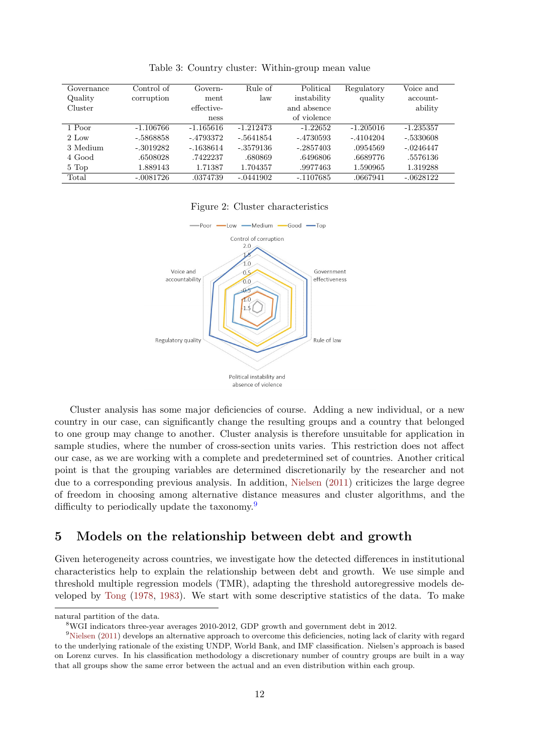Table 3: Country cluster: Within-group mean value

| Governance Quality Cluster | Control of corruption | Government effectiveness | Rule of law | Political instability and absence of violence | Regulatory quality | Voice and accountability |
|---|---|---|---|---|---|---|
| 1 Poor | -1.106766 | -1.165616 | -1.212473 | -1.22652 | -1.205016 | -1.235357 |
| 2 Low | -.5868858 | -.4793372 | -.5641854 | -.4730593 | -.4104204 | -.5330608 |
| 3 Medium | -.3019282 | -.1638614 | -.3579136 | -.2857403 | .0954569 | -.0246447 |
| 4 Good | .6508028 | .7422237 | .680869 | .6496806 | .6689776 | .5576136 |
| 5 Top | 1.889143 | 1.71387 | 1.704357 | .9977463 | 1.590965 | 1.319288 |
| Total | -.0081726 | .0374739 | -.0441902 | -.1107685 | .0667941 | -.0628122 |

Figure 2: Cluster characteristics

Cluster analysis has some major deficiencies of course. Adding a new individual, or a new country in our case, can significantly change the resulting groups and a country that belonged to one group may change to another. Cluster analysis is therefore unsuitable for application in sample studies, where the number of cross-section units varies. This restriction does not affect our case, as we are working with a complete and predetermined set of countries. Another critical point is that the grouping variables are determined discretionarily by the researcher and not due to a corresponding previous analysis. In addition, Nielsen (2011) criticizes the large degree of freedom in choosing among alternative distance measures and cluster algorithms, and the difficulty to periodically update the taxonomy.[9]

## 5 Models on the relationship between debt and growth

Given heterogeneity across countries, we investigate how the detected differences in institutional characteristics help to explain the relationship between debt and growth. We use simple and threshold multiple regression models (TMR), adapting the threshold autoregressive models developed by Tong (1978, 1983). We start with some descriptive statistics of the data. To make

natural partition of the data.

[8] WGI indicators three-year averages 2010-2012, GDP growth and government debt in 2012.

[9] Nielsen (2011) develops an alternative approach to overcome this deficiencies, noting lack of clarity with regard to the underlying rationale of the existing UNDP, World Bank, and IMF classification. Nielsen's approach is based on Lorenz curves. In his classification methodology a discretionary number of country groups are built in a way that all groups show the same error between the actual and an even distribution within each group.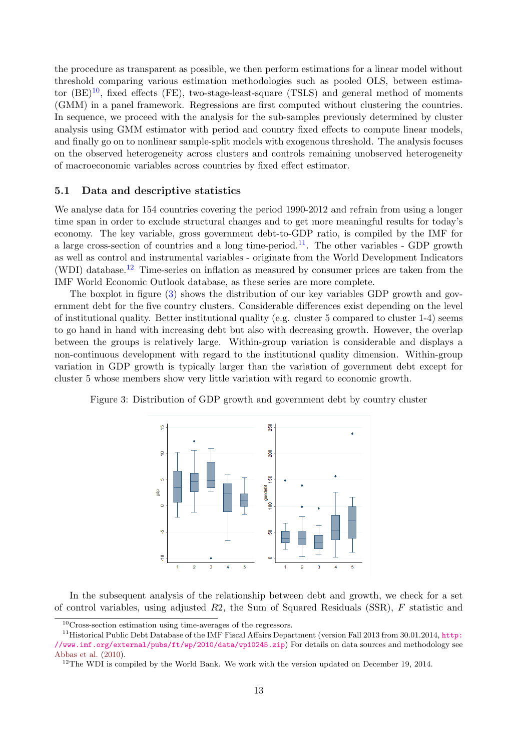the procedure as transparent as possible, we then perform estimations for a linear model without threshold comparing various estimation methodologies such as pooled OLS, between estimator (BE)[10], fixed effects (FE), two-stage-least-square (TSLS) and general method of moments (GMM) in a panel framework. Regressions are first computed without clustering the countries. In sequence, we proceed with the analysis for the sub-samples previously determined by cluster analysis using GMM estimator with period and country fixed effects to compute linear models, and finally go on to nonlinear sample-split models with exogenous threshold. The analysis focuses on the observed heterogeneity across clusters and controls remaining unobserved heterogeneity of macroeconomic variables across countries by fixed effect estimator.

### 5.1 Data and descriptive statistics

We analyse data for 154 countries covering the period 1990-2012 and refrain from using a longer time span in order to exclude structural changes and to get more meaningful results for today's economy. The key variable, gross government debt-to-GDP ratio, is compiled by the IMF for a large cross-section of countries and a long time-period.[11]. The other variables - GDP growth as well as control and instrumental variables - originate from the World Development Indicators (WDI) database.[12] Time-series on inflation as measured by consumer prices are taken from the IMF World Economic Outlook database, as these series are more complete.

The boxplot in figure (3) shows the distribution of our key variables GDP growth and government debt for the five country clusters. Considerable differences exist depending on the level of institutional quality. Better institutional quality (e.g. cluster 5 compared to cluster 1-4) seems to go hand in hand with increasing debt but also with decreasing growth. However, the overlap between the groups is relatively large. Within-group variation is considerable and displays a non-continuous development with regard to the institutional quality dimension. Within-group variation in GDP growth is typically larger than the variation of government debt except for cluster 5 whose members show very little variation with regard to economic growth.

Figure 3: Distribution of GDP growth and government debt by country cluster

In the subsequent analysis of the relationship between debt and growth, we check for a set of control variables, using adjusted $R2$, the Sum of Squared Residuals (SSR), $F$ statistic and

---

[10] Cross-section estimation using time-averages of the regressors.

[11] Historical Public Debt Database of the IMF Fiscal Affairs Department (version Fall 2013 from 30.01.2014, http://www.imf.org/external/pubs/ft/wp/2010/data/wp10245.zip) For details on data sources and methodology see Abbas et al. (2010).

[12] The WDI is compiled by the World Bank. We work with the version updated on December 19, 2014.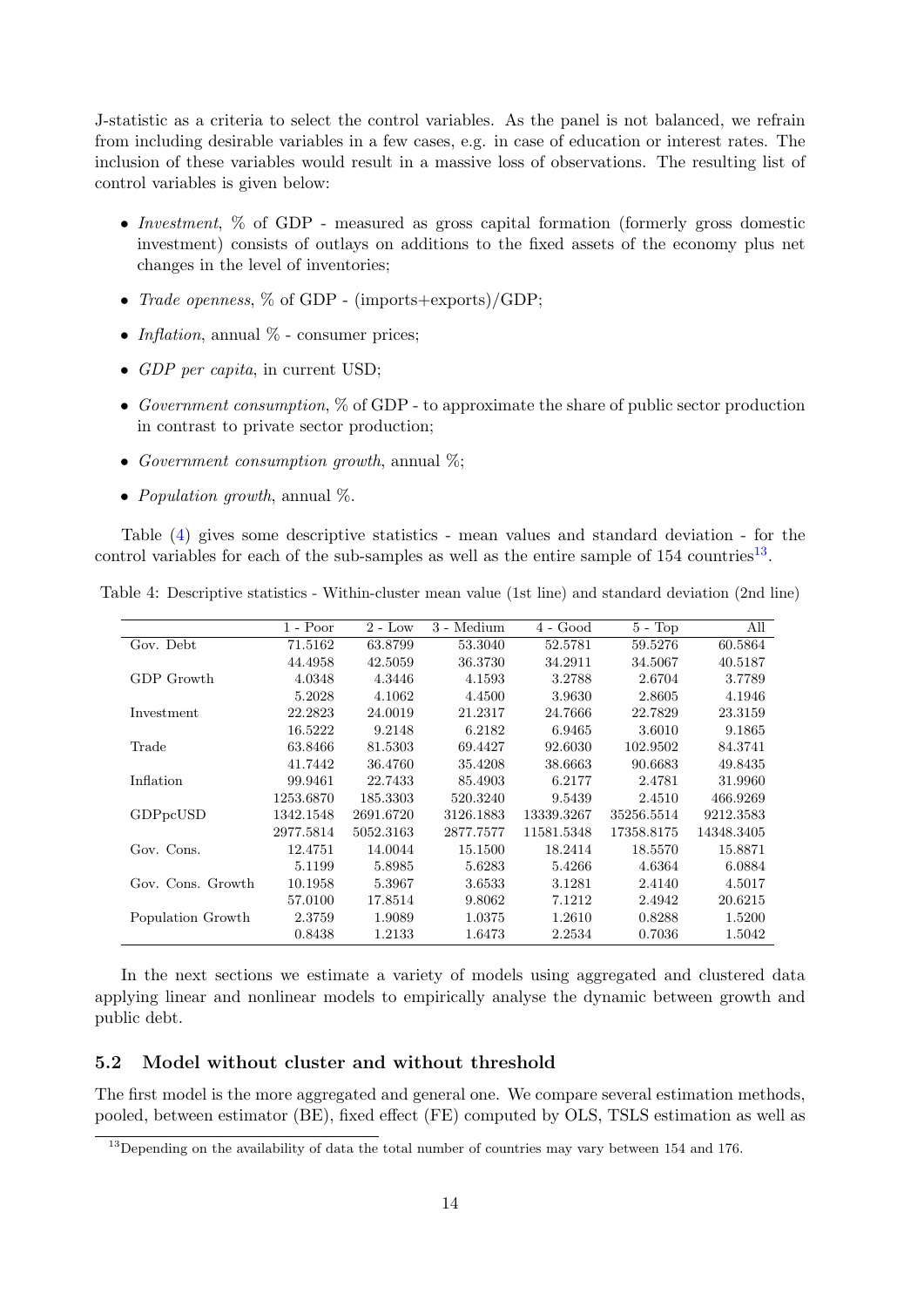J-statistic as a criteria to select the control variables. As the panel is not balanced, we refrain from including desirable variables in a few cases, e.g. in case of education or interest rates. The inclusion of these variables would result in a massive loss of observations. The resulting list of control variables is given below:

- *Investment*, % of GDP - measured as gross capital formation (formerly gross domestic investment) consists of outlays on additions to the fixed assets of the economy plus net changes in the level of inventories;
- *Trade openness*, % of GDP - (imports+exports)/GDP;
- *Inflation*, annual % - consumer prices;
- *GDP per capita*, in current USD;
- *Government consumption*, % of GDP - to approximate the share of public sector production in contrast to private sector production;
- *Government consumption growth*, annual %;
- *Population growth*, annual %.

Table (4) gives some descriptive statistics - mean values and standard deviation - for the control variables for each of the sub-samples as well as the entire sample of 154 countries[13].

Table 4: Descriptive statistics - Within-cluster mean value (1st line) and standard deviation (2nd line)

| | 1 - Poor | 2 - Low | 3 - Medium | 4 - Good | 5 - Top | All |
|---|---|---|---|---|---|---|
| Gov. Debt | 71.5162 | 63.8799 | 53.3040 | 52.5781 | 59.5276 | 60.5864 |
| | 44.4958 | 42.5059 | 36.3730 | 34.2911 | 34.5067 | 40.5187 |
| GDP Growth | 4.0348 | 4.3446 | 4.1593 | 3.2788 | 2.6704 | 3.7789 |
| | 5.2028 | 4.1062 | 4.4500 | 3.9630 | 2.8605 | 4.1946 |
| Investment | 22.2823 | 24.0019 | 21.2317 | 24.7666 | 22.7829 | 23.3159 |
| | 16.5222 | 9.2148 | 6.2182 | 6.9465 | 3.6010 | 9.1865 |
| Trade | 63.8466 | 81.5303 | 69.4427 | 92.6030 | 102.9502 | 84.3741 |
| | 41.7442 | 36.4760 | 35.4208 | 38.6663 | 90.6683 | 49.8435 |
| Inflation | 99.9461 | 22.7433 | 85.4903 | 6.2177 | 2.4781 | 31.9960 |
| | 1253.6870 | 185.3303 | 520.3240 | 9.5439 | 2.4510 | 466.9269 |
| GDPpcUSD | 1342.1548 | 2691.6720 | 3126.1883 | 13339.3267 | 35256.5514 | 9212.3583 |
| | 2977.5814 | 5052.3163 | 2877.7577 | 11581.5348 | 17358.8175 | 14348.3405 |
| Gov. Cons. | 12.4751 | 14.0044 | 15.1500 | 18.2414 | 18.5570 | 15.8871 |
| | 5.1199 | 5.8985 | 5.6283 | 5.4266 | 4.6364 | 6.0884 |
| Gov. Cons. Growth | 10.1958 | 5.3967 | 3.6533 | 3.1281 | 2.4140 | 4.5017 |
| | 57.0100 | 17.8514 | 9.8062 | 7.1212 | 2.4942 | 20.6215 |
| Population Growth | 2.3759 | 1.9089 | 1.0375 | 1.2610 | 0.8288 | 1.5200 |
| | 0.8438 | 1.2133 | 1.6473 | 2.2534 | 0.7036 | 1.5042 |

In the next sections we estimate a variety of models using aggregated and clustered data applying linear and nonlinear models to empirically analyse the dynamic between growth and public debt.

## 5.2 Model without cluster and without threshold

The first model is the more aggregated and general one. We compare several estimation methods, pooled, between estimator (BE), fixed effect (FE) computed by OLS, TSLS estimation as well as

[13] Depending on the availability of data the total number of countries may vary between 154 and 176.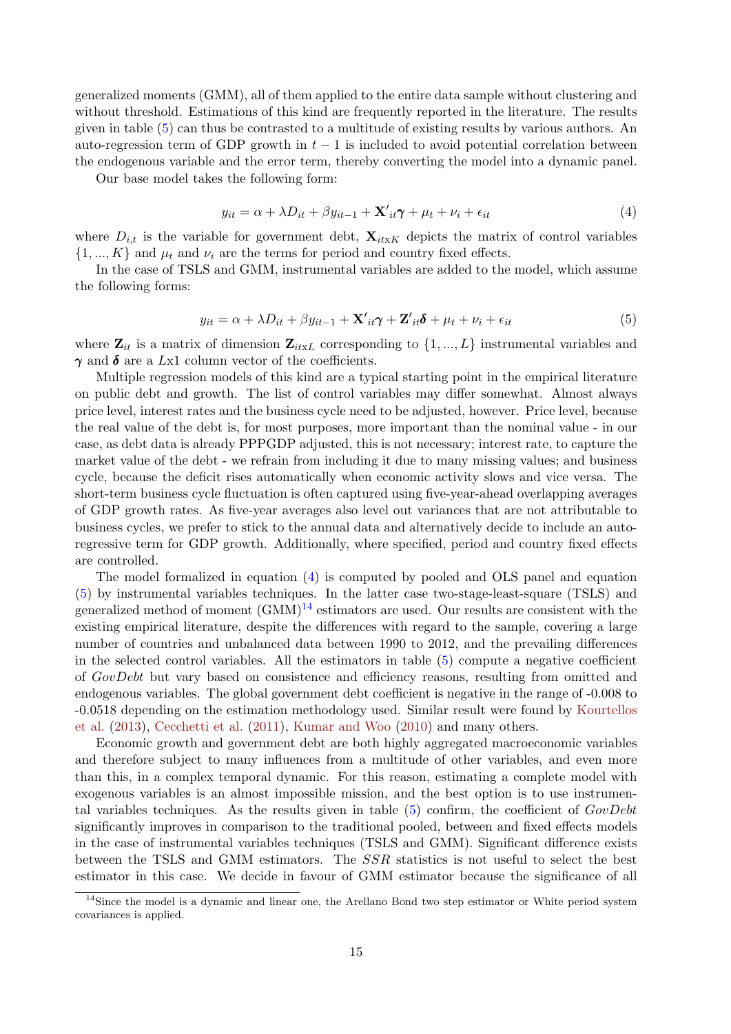generalized moments (GMM), all of them applied to the entire data sample without clustering and without threshold. Estimations of this kind are frequently reported in the literature. The results given in table (5) can thus be contrasted to a multitude of existing results by various authors. An auto-regression term of GDP growth in $t-1$ is included to avoid potential correlation between the endogenous variable and the error term, thereby converting the model into a dynamic panel.

Our base model takes the following form:

$$y_{it} = \alpha + \lambda D_{it} + \beta y_{it-1} + \mathbf{X'}_{it}\boldsymbol{\gamma} + \mu_t + \nu_i + \epsilon_{it} \tag{4}$$

where $D_{i,t}$ is the variable for government debt, $\mathbf{X}_{it\text{x}K}$ depicts the matrix of control variables $\{1, ..., K\}$ and $\mu_t$ and $\nu_i$ are the terms for period and country fixed effects.

In the case of TSLS and GMM, instrumental variables are added to the model, which assume the following forms:

$$y_{it} = \alpha + \lambda D_{it} + \beta y_{it-1} + \mathbf{X'}_{it}\boldsymbol{\gamma} + \mathbf{Z'}_{it}\boldsymbol{\delta} + \mu_t + \nu_i + \epsilon_{it} \tag{5}$$

where $\mathbf{Z}_{it}$ is a matrix of dimension $\mathbf{Z}_{it\text{x}L}$ corresponding to $\{1, ..., L\}$ instrumental variables and $\boldsymbol{\gamma}$ and $\boldsymbol{\delta}$ are a $L$x1 column vector of the coefficients.

Multiple regression models of this kind are a typical starting point in the empirical literature on public debt and growth. The list of control variables may differ somewhat. Almost always price level, interest rates and the business cycle need to be adjusted, however. Price level, because the real value of the debt is, for most purposes, more important than the nominal value - in our case, as debt data is already PPPGDP adjusted, this is not necessary; interest rate, to capture the market value of the debt - we refrain from including it due to many missing values; and business cycle, because the deficit rises automatically when economic activity slows and vice versa. The short-term business cycle fluctuation is often captured using five-year-ahead overlapping averages of GDP growth rates. As five-year averages also level out variances that are not attributable to business cycles, we prefer to stick to the annual data and alternatively decide to include an auto-regressive term for GDP growth. Additionally, where specified, period and country fixed effects are controlled.

The model formalized in equation (4) is computed by pooled and OLS panel and equation (5) by instrumental variables techniques. In the latter case two-stage-least-square (TSLS) and generalized method of moment (GMM)[14] estimators are used. Our results are consistent with the existing empirical literature, despite the differences with regard to the sample, covering a large number of countries and unbalanced data between 1990 to 2012, and the prevailing differences in the selected control variables. All the estimators in table (5) compute a negative coefficient of *GovDebt* but vary based on consistence and efficiency reasons, resulting from omitted and endogenous variables. The global government debt coefficient is negative in the range of -0.008 to -0.0518 depending on the estimation methodology used. Similar result were found by Kourtellos et al. (2013), Cecchetti et al. (2011), Kumar and Woo (2010) and many others.

Economic growth and government debt are both highly aggregated macroeconomic variables and therefore subject to many influences from a multitude of other variables, and even more than this, in a complex temporal dynamic. For this reason, estimating a complete model with exogenous variables is an almost impossible mission, and the best option is to use instrumental variables techniques. As the results given in table (5) confirm, the coefficient of *GovDebt* significantly improves in comparison to the traditional pooled, between and fixed effects models in the case of instrumental variables techniques (TSLS and GMM). Significant difference exists between the TSLS and GMM estimators. The *SSR* statistics is not useful to select the best estimator in this case. We decide in favour of GMM estimator because the significance of all

[14] Since the model is a dynamic and linear one, the Arellano Bond two step estimator or White period system covariances is applied.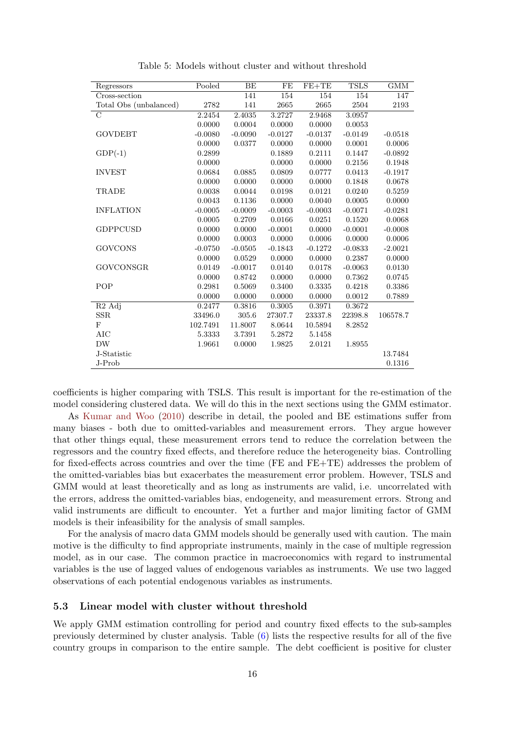Table 5: Models without cluster and without threshold

| Regressors | Pooled | BE | FE | FE+TE | TSLS | GMM |
|---|---|---|---|---|---|---|
| Cross-section | | 141 | 154 | 154 | 154 | 147 |
| Total Obs (unbalanced) | 2782 | 141 | 2665 | 2665 | 2504 | 2193 |
| C | 2.2454 | 2.4035 | 3.2727 | 2.9468 | 3.0957 | |
| | 0.0000 | 0.0004 | 0.0000 | 0.0000 | 0.0053 | |
| GOVDEBT | -0.0080 | -0.0090 | -0.0127 | -0.0137 | -0.0149 | -0.0518 |
| | 0.0000 | 0.0377 | 0.0000 | 0.0000 | 0.0001 | 0.0006 |
| GDP(-1) | 0.2899 | | 0.1889 | 0.2111 | 0.1447 | -0.0892 |
| | 0.0000 | | 0.0000 | 0.0000 | 0.2156 | 0.1948 |
| INVEST | 0.0684 | 0.0885 | 0.0809 | 0.0777 | 0.0413 | -0.1917 |
| | 0.0000 | 0.0000 | 0.0000 | 0.0000 | 0.1848 | 0.0678 |
| TRADE | 0.0038 | 0.0044 | 0.0198 | 0.0121 | 0.0240 | 0.5259 |
| | 0.0043 | 0.1136 | 0.0000 | 0.0040 | 0.0005 | 0.0000 |
| INFLATION | -0.0005 | -0.0009 | -0.0003 | -0.0003 | -0.0071 | -0.0281 |
| | 0.0005 | 0.2709 | 0.0166 | 0.0251 | 0.1520 | 0.0068 |
| GDPPCUSD | 0.0000 | 0.0000 | -0.0001 | 0.0000 | -0.0001 | -0.0008 |
| | 0.0000 | 0.0003 | 0.0000 | 0.0006 | 0.0000 | 0.0006 |
| GOVCONS | -0.0750 | -0.0505 | -0.1843 | -0.1272 | -0.0833 | -2.0021 |
| | 0.0000 | 0.0529 | 0.0000 | 0.0000 | 0.2387 | 0.0000 |
| GOVCONSGR | 0.0149 | -0.0017 | 0.0140 | 0.0178 | -0.0063 | 0.0130 |
| | 0.0000 | 0.8742 | 0.0000 | 0.0000 | 0.7362 | 0.0745 |
| POP | 0.2981 | 0.5069 | 0.3400 | 0.3335 | 0.4218 | 0.3386 |
| | 0.0000 | 0.0000 | 0.0000 | 0.0000 | 0.0012 | 0.7889 |
| R2 Adj | 0.2477 | 0.3816 | 0.3005 | 0.3971 | 0.3672 | |
| SSR | 33496.0 | 305.6 | 27307.7 | 23337.8 | 22398.8 | 106578.7 |
| F | 102.7491 | 11.8007 | 8.0644 | 10.5894 | 8.2852 | |
| AIC | 5.3333 | 3.7391 | 5.2872 | 5.1458 | | |
| DW | 1.9661 | 0.0000 | 1.9825 | 2.0121 | 1.8955 | |
| J-Statistic | | | | | | 13.7484 |
| J-Prob | | | | | | 0.1316 |

coefficients is higher comparing with TSLS. This result is important for the re-estimation of the model considering clustered data. We will do this in the next sections using the GMM estimator.

As Kumar and Woo (2010) describe in detail, the pooled and BE estimations suffer from many biases - both due to omitted-variables and measurement errors. They argue however that other things equal, these measurement errors tend to reduce the correlation between the regressors and the country fixed effects, and therefore reduce the heterogeneity bias. Controlling for fixed-effects across countries and over the time (FE and FE+TE) addresses the problem of the omitted-variables bias but exacerbates the measurement error problem. However, TSLS and GMM would at least theoretically and as long as instruments are valid, i.e. uncorrelated with the errors, address the omitted-variables bias, endogeneity, and measurement errors. Strong and valid instruments are difficult to encounter. Yet a further and major limiting factor of GMM models is their infeasibility for the analysis of small samples.

For the analysis of macro data GMM models should be generally used with caution. The main motive is the difficulty to find appropriate instruments, mainly in the case of multiple regression model, as in our case. The common practice in macroeconomics with regard to instrumental variables is the use of lagged values of endogenous variables as instruments. We use two lagged observations of each potential endogenous variables as instruments.

### 5.3 Linear model with cluster without threshold

We apply GMM estimation controlling for period and country fixed effects to the sub-samples previously determined by cluster analysis. Table (6) lists the respective results for all of the five country groups in comparison to the entire sample. The debt coefficient is positive for cluster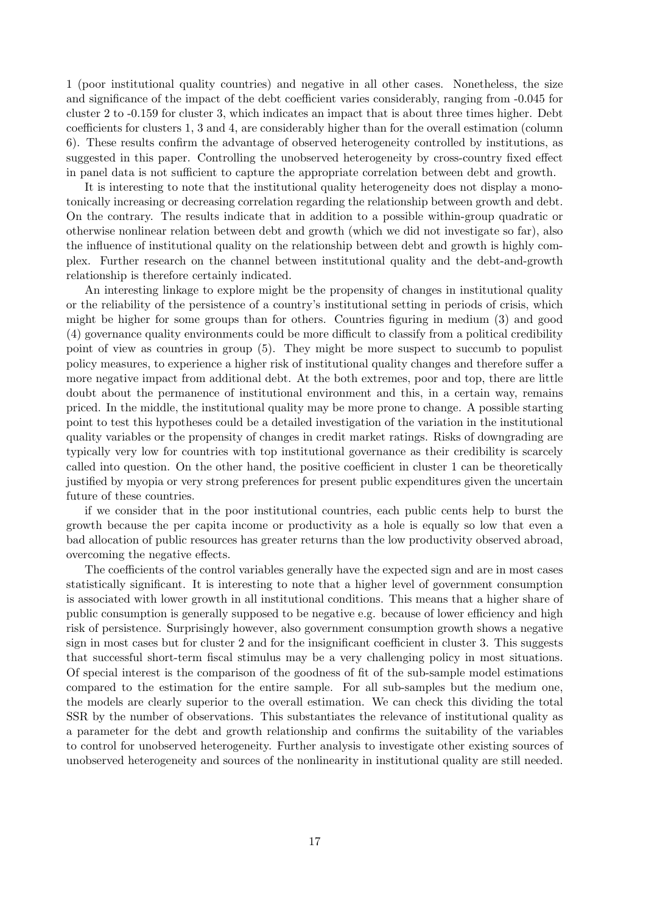1 (poor institutional quality countries) and negative in all other cases. Nonetheless, the size and significance of the impact of the debt coefficient varies considerably, ranging from -0.045 for cluster 2 to -0.159 for cluster 3, which indicates an impact that is about three times higher. Debt coefficients for clusters 1, 3 and 4, are considerably higher than for the overall estimation (column 6). These results confirm the advantage of observed heterogeneity controlled by institutions, as suggested in this paper. Controlling the unobserved heterogeneity by cross-country fixed effect in panel data is not sufficient to capture the appropriate correlation between debt and growth.

It is interesting to note that the institutional quality heterogeneity does not display a monotonically increasing or decreasing correlation regarding the relationship between growth and debt. On the contrary. The results indicate that in addition to a possible within-group quadratic or otherwise nonlinear relation between debt and growth (which we did not investigate so far), also the influence of institutional quality on the relationship between debt and growth is highly complex. Further research on the channel between institutional quality and the debt-and-growth relationship is therefore certainly indicated.

An interesting linkage to explore might be the propensity of changes in institutional quality or the reliability of the persistence of a country's institutional setting in periods of crisis, which might be higher for some groups than for others. Countries figuring in medium (3) and good (4) governance quality environments could be more difficult to classify from a political credibility point of view as countries in group (5). They might be more suspect to succumb to populist policy measures, to experience a higher risk of institutional quality changes and therefore suffer a more negative impact from additional debt. At the both extremes, poor and top, there are little doubt about the permanence of institutional environment and this, in a certain way, remains priced. In the middle, the institutional quality may be more prone to change. A possible starting point to test this hypotheses could be a detailed investigation of the variation in the institutional quality variables or the propensity of changes in credit market ratings. Risks of downgrading are typically very low for countries with top institutional governance as their credibility is scarcely called into question. On the other hand, the positive coefficient in cluster 1 can be theoretically justified by myopia or very strong preferences for present public expenditures given the uncertain future of these countries.

if we consider that in the poor institutional countries, each public cents help to burst the growth because the per capita income or productivity as a hole is equally so low that even a bad allocation of public resources has greater returns than the low productivity observed abroad, overcoming the negative effects.

The coefficients of the control variables generally have the expected sign and are in most cases statistically significant. It is interesting to note that a higher level of government consumption is associated with lower growth in all institutional conditions. This means that a higher share of public consumption is generally supposed to be negative e.g. because of lower efficiency and high risk of persistence. Surprisingly however, also government consumption growth shows a negative sign in most cases but for cluster 2 and for the insignificant coefficient in cluster 3. This suggests that successful short-term fiscal stimulus may be a very challenging policy in most situations. Of special interest is the comparison of the goodness of fit of the sub-sample model estimations compared to the estimation for the entire sample. For all sub-samples but the medium one, the models are clearly superior to the overall estimation. We can check this dividing the total SSR by the number of observations. This substantiates the relevance of institutional quality as a parameter for the debt and growth relationship and confirms the suitability of the variables to control for unobserved heterogeneity. Further analysis to investigate other existing sources of unobserved heterogeneity and sources of the nonlinearity in institutional quality are still needed.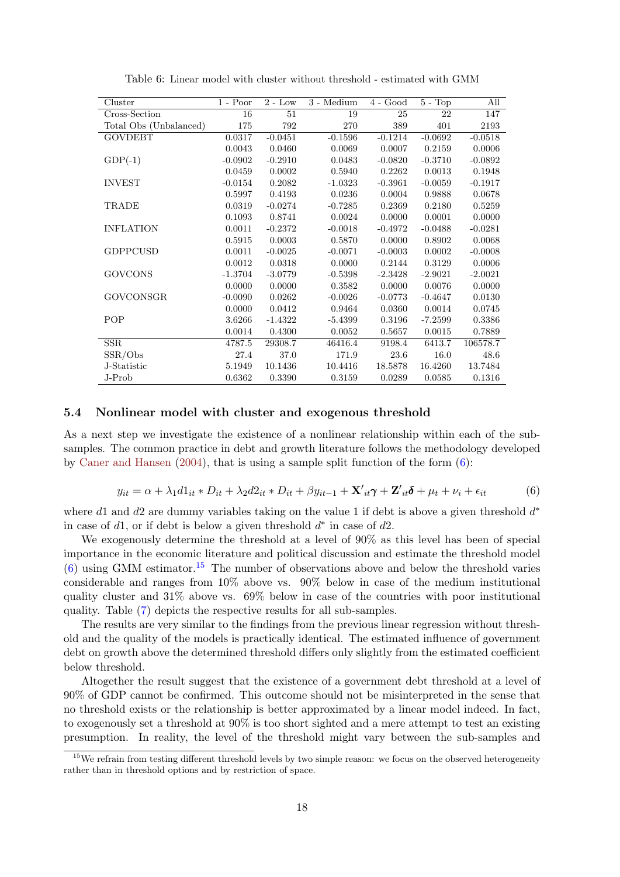Table 6: Linear model with cluster without threshold - estimated with GMM

| Cluster | 1 - Poor | 2 - Low | 3 - Medium | 4 - Good | 5 - Top | All |
|---|---|---|---|---|---|---|
| Cross-Section | 16 | 51 | 19 | 25 | 22 | 147 |
| Total Obs (Unbalanced) | 175 | 792 | 270 | 389 | 401 | 2193 |
| GOVDEBT | 0.0317 | -0.0451 | -0.1596 | -0.1214 | -0.0692 | -0.0518 |
| | 0.0043 | 0.0460 | 0.0069 | 0.0007 | 0.2159 | 0.0006 |
| GDP(-1) | -0.0902 | -0.2910 | 0.0483 | -0.0820 | -0.3710 | -0.0892 |
| | 0.0459 | 0.0002 | 0.5940 | 0.2262 | 0.0013 | 0.1948 |
| INVEST | -0.0154 | 0.2082 | -1.0323 | -0.3961 | -0.0059 | -0.1917 |
| | 0.5997 | 0.4193 | 0.0236 | 0.0004 | 0.9888 | 0.0678 |
| TRADE | 0.0319 | -0.0274 | -0.7285 | 0.2369 | 0.2180 | 0.5259 |
| | 0.1093 | 0.8741 | 0.0024 | 0.0000 | 0.0001 | 0.0000 |
| INFLATION | 0.0011 | -0.2372 | -0.0018 | -0.4972 | -0.0488 | -0.0281 |
| | 0.5915 | 0.0003 | 0.5870 | 0.0000 | 0.8902 | 0.0068 |
| GDPPCUSD | 0.0011 | -0.0025 | -0.0071 | -0.0003 | 0.0002 | -0.0008 |
| | 0.0012 | 0.0318 | 0.0000 | 0.2144 | 0.3129 | 0.0006 |
| GOVCONS | -1.3704 | -3.0779 | -0.5398 | -2.3428 | -2.9021 | -2.0021 |
| | 0.0000 | 0.0000 | 0.3582 | 0.0000 | 0.0076 | 0.0000 |
| GOVCONSGR | -0.0090 | 0.0262 | -0.0026 | -0.0773 | -0.4647 | 0.0130 |
| | 0.0000 | 0.0412 | 0.9464 | 0.0360 | 0.0014 | 0.0745 |
| POP | 3.6266 | -1.4322 | -5.4399 | 0.3196 | -7.2599 | 0.3386 |
| | 0.0014 | 0.4300 | 0.0052 | 0.5657 | 0.0015 | 0.7889 |
| SSR | 4787.5 | 29308.7 | 46416.4 | 9198.4 | 6413.7 | 106578.7 |
| SSR/Obs | 27.4 | 37.0 | 171.9 | 23.6 | 16.0 | 48.6 |
| J-Statistic | 5.1949 | 10.1436 | 10.4416 | 18.5878 | 16.4260 | 13.7484 |
| J-Prob | 0.6362 | 0.3390 | 0.3159 | 0.0289 | 0.0585 | 0.1316 |

### 5.4 Nonlinear model with cluster and exogenous threshold

As a next step we investigate the existence of a nonlinear relationship within each of the sub-samples. The common practice in debt and growth literature follows the methodology developed by Caner and Hansen (2004), that is using a sample split function of the form (6):

$$y_{it} = \alpha + \lambda_1 d1_{it} * D_{it} + \lambda_2 d2_{it} * D_{it} + \beta y_{it-1} + \mathbf{X}'_{it}\boldsymbol{\gamma} + \mathbf{Z}'_{it}\boldsymbol{\delta} + \mu_t + \nu_i + \epsilon_{it} \tag{6}$$

where $d1$ and $d2$ are dummy variables taking on the value 1 if debt is above a given threshold $d^*$ in case of $d1$, or if debt is below a given threshold $d^*$ in case of $d2$.

We exogenously determine the threshold at a level of 90% as this level has been of special importance in the economic literature and political discussion and estimate the threshold model (6) using GMM estimator.[15] The number of observations above and below the threshold varies considerable and ranges from 10% above vs. 90% below in case of the medium institutional quality cluster and 31% above vs. 69% below in case of the countries with poor institutional quality. Table (7) depicts the respective results for all sub-samples.

The results are very similar to the findings from the previous linear regression without threshold and the quality of the models is practically identical. The estimated influence of government debt on growth above the determined threshold differs only slightly from the estimated coefficient below threshold.

Altogether the result suggest that the existence of a government debt threshold at a level of 90% of GDP cannot be confirmed. This outcome should not be misinterpreted in the sense that no threshold exists or the relationship is better approximated by a linear model indeed. In fact, to exogenously set a threshold at 90% is too short sighted and a mere attempt to test an existing presumption. In reality, the level of the threshold might vary between the sub-samples and

[15] We refrain from testing different threshold levels by two simple reason: we focus on the observed heterogeneity rather than in threshold options and by restriction of space.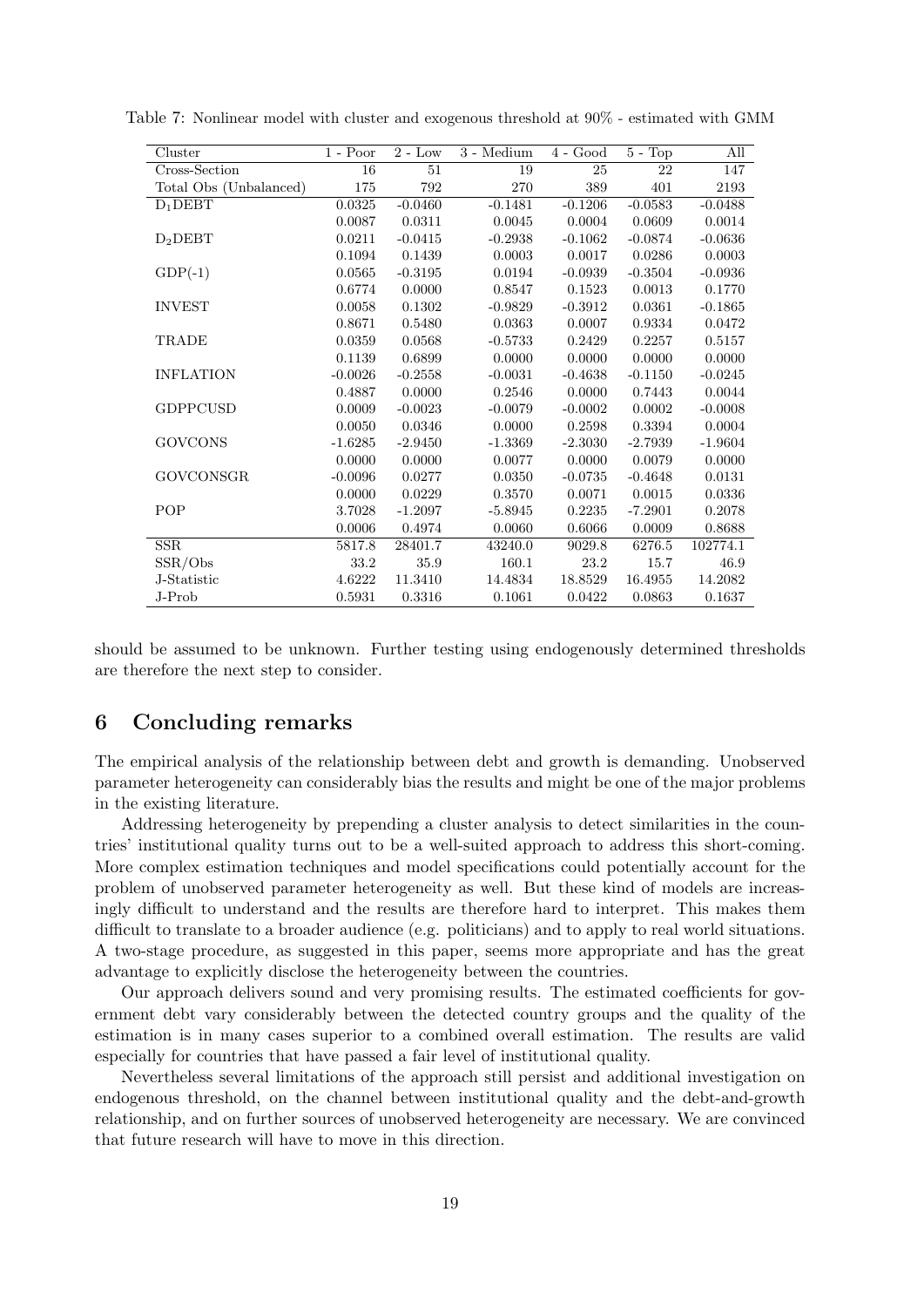Table 7: Nonlinear model with cluster and exogenous threshold at 90% - estimated with GMM

| Cluster | 1 - Poor | 2 - Low | 3 - Medium | 4 - Good | 5 - Top | All |
|---|---|---|---|---|---|---|
| Cross-Section | 16 | 51 | 19 | 25 | 22 | 147 |
| Total Obs (Unbalanced) | 175 | 792 | 270 | 389 | 401 | 2193 |
| $D_1$DEBT | 0.0325 | -0.0460 | -0.1481 | -0.1206 | -0.0583 | -0.0488 |
| | 0.0087 | 0.0311 | 0.0045 | 0.0004 | 0.0609 | 0.0014 |
| $D_2$DEBT | 0.0211 | -0.0415 | -0.2938 | -0.1062 | -0.0874 | -0.0636 |
| | 0.1094 | 0.1439 | 0.0003 | 0.0017 | 0.0286 | 0.0003 |
| GDP(-1) | 0.0565 | -0.3195 | 0.0194 | -0.0939 | -0.3504 | -0.0936 |
| | 0.6774 | 0.0000 | 0.8547 | 0.1523 | 0.0013 | 0.1770 |
| INVEST | 0.0058 | 0.1302 | -0.9829 | -0.3912 | 0.0361 | -0.1865 |
| | 0.8671 | 0.5480 | 0.0363 | 0.0007 | 0.9334 | 0.0472 |
| TRADE | 0.0359 | 0.0568 | -0.5733 | 0.2429 | 0.2257 | 0.5157 |
| | 0.1139 | 0.6899 | 0.0000 | 0.0000 | 0.0000 | 0.0000 |
| INFLATION | -0.0026 | -0.2558 | -0.0031 | -0.4638 | -0.1150 | -0.0245 |
| | 0.4887 | 0.0000 | 0.2546 | 0.0000 | 0.7443 | 0.0044 |
| GDPPCUSD | 0.0009 | -0.0023 | -0.0079 | -0.0002 | 0.0002 | -0.0008 |
| | 0.0050 | 0.0346 | 0.0000 | 0.2598 | 0.3394 | 0.0004 |
| GOVCONS | -1.6285 | -2.9450 | -1.3369 | -2.3030 | -2.7939 | -1.9604 |
| | 0.0000 | 0.0000 | 0.0077 | 0.0000 | 0.0079 | 0.0000 |
| GOVCONSGR | -0.0096 | 0.0277 | 0.0350 | -0.0735 | -0.4648 | 0.0131 |
| | 0.0000 | 0.0229 | 0.3570 | 0.0071 | 0.0015 | 0.0336 |
| POP | 3.7028 | -1.2097 | -5.8945 | 0.2235 | -7.2901 | 0.2078 |
| | 0.0006 | 0.4974 | 0.0060 | 0.6066 | 0.0009 | 0.8688 |
| SSR | 5817.8 | 28401.7 | 43240.0 | 9029.8 | 6276.5 | 102774.1 |
| SSR/Obs | 33.2 | 35.9 | 160.1 | 23.2 | 15.7 | 46.9 |
| J-Statistic | 4.6222 | 11.3410 | 14.4834 | 18.8529 | 16.4955 | 14.2082 |
| J-Prob | 0.5931 | 0.3316 | 0.1061 | 0.0422 | 0.0863 | 0.1637 |

should be assumed to be unknown. Further testing using endogenously determined thresholds are therefore the next step to consider.

## 6 Concluding remarks

The empirical analysis of the relationship between debt and growth is demanding. Unobserved parameter heterogeneity can considerably bias the results and might be one of the major problems in the existing literature.

Addressing heterogeneity by prepending a cluster analysis to detect similarities in the countries' institutional quality turns out to be a well-suited approach to address this short-coming. More complex estimation techniques and model specifications could potentially account for the problem of unobserved parameter heterogeneity as well. But these kind of models are increasingly difficult to understand and the results are therefore hard to interpret. This makes them difficult to translate to a broader audience (e.g. politicians) and to apply to real world situations. A two-stage procedure, as suggested in this paper, seems more appropriate and has the great advantage to explicitly disclose the heterogeneity between the countries.

Our approach delivers sound and very promising results. The estimated coefficients for government debt vary considerably between the detected country groups and the quality of the estimation is in many cases superior to a combined overall estimation. The results are valid especially for countries that have passed a fair level of institutional quality.

Nevertheless several limitations of the approach still persist and additional investigation on endogenous threshold, on the channel between institutional quality and the debt-and-growth relationship, and on further sources of unobserved heterogeneity are necessary. We are convinced that future research will have to move in this direction.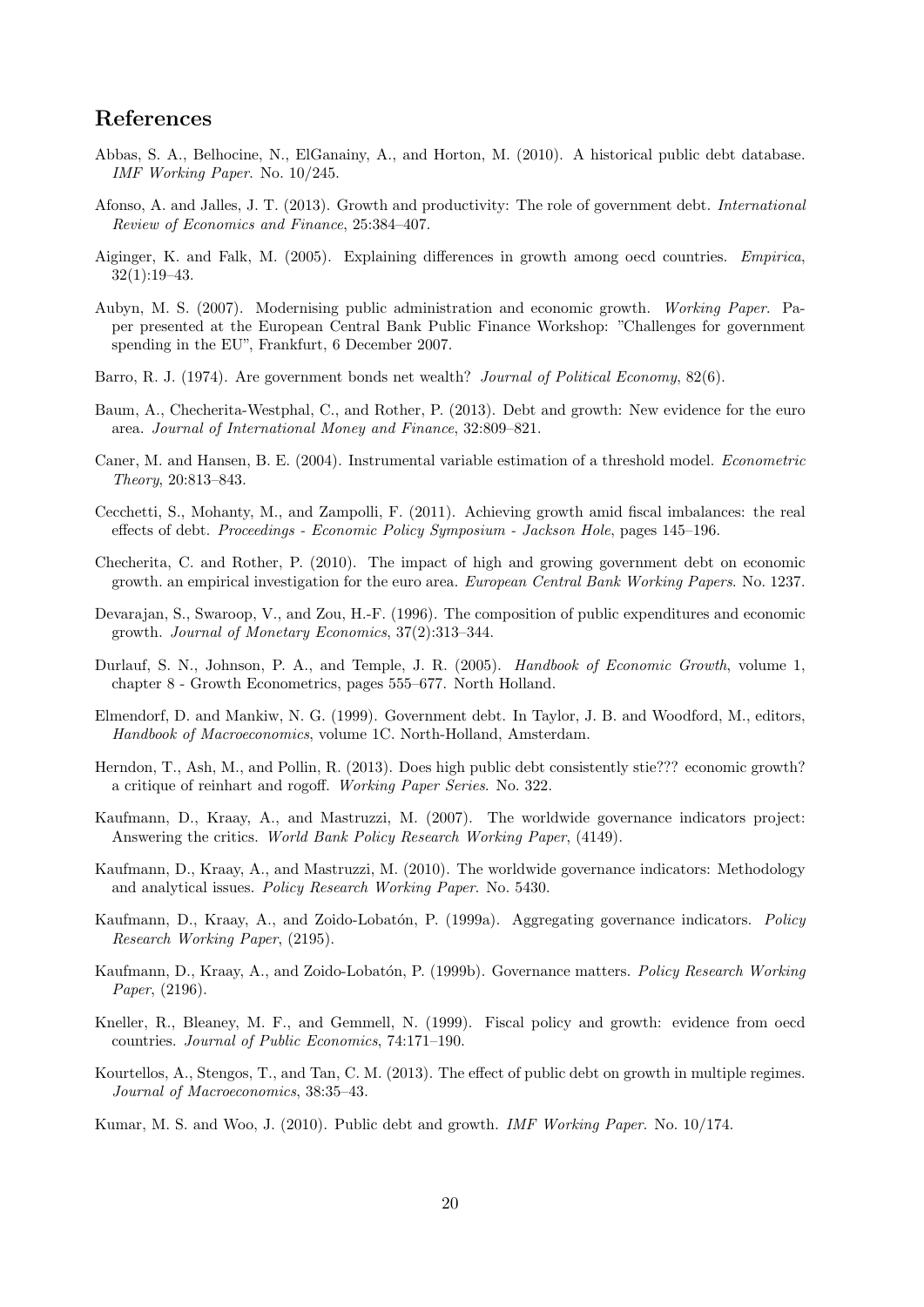## References

Abbas, S. A., Belhocine, N., ElGanainy, A., and Horton, M. (2010). A historical public debt database. *IMF Working Paper*. No. 10/245.

Afonso, A. and Jalles, J. T. (2013). Growth and productivity: The role of government debt. *International Review of Economics and Finance*, 25:384–407.

Aiginger, K. and Falk, M. (2005). Explaining differences in growth among oecd countries. *Empirica*, 32(1):19–43.

Aubyn, M. S. (2007). Modernising public administration and economic growth. *Working Paper*. Paper presented at the European Central Bank Public Finance Workshop: "Challenges for government spending in the EU", Frankfurt, 6 December 2007.

Barro, R. J. (1974). Are government bonds net wealth? *Journal of Political Economy*, 82(6).

Baum, A., Checherita-Westphal, C., and Rother, P. (2013). Debt and growth: New evidence for the euro area. *Journal of International Money and Finance*, 32:809–821.

Caner, M. and Hansen, B. E. (2004). Instrumental variable estimation of a threshold model. *Econometric Theory*, 20:813–843.

Cecchetti, S., Mohanty, M., and Zampolli, F. (2011). Achieving growth amid fiscal imbalances: the real effects of debt. *Proceedings - Economic Policy Symposium - Jackson Hole*, pages 145–196.

Checherita, C. and Rother, P. (2010). The impact of high and growing government debt on economic growth. an empirical investigation for the euro area. *European Central Bank Working Papers*. No. 1237.

Devarajan, S., Swaroop, V., and Zou, H.-F. (1996). The composition of public expenditures and economic growth. *Journal of Monetary Economics*, 37(2):313–344.

Durlauf, S. N., Johnson, P. A., and Temple, J. R. (2005). *Handbook of Economic Growth*, volume 1, chapter 8 - Growth Econometrics, pages 555–677. North Holland.

Elmendorf, D. and Mankiw, N. G. (1999). Government debt. In Taylor, J. B. and Woodford, M., editors, *Handbook of Macroeconomics*, volume 1C. North-Holland, Amsterdam.

Herndon, T., Ash, M., and Pollin, R. (2013). Does high public debt consistently stie??? economic growth? a critique of reinhart and rogoff. *Working Paper Series*. No. 322.

Kaufmann, D., Kraay, A., and Mastruzzi, M. (2007). The worldwide governance indicators project: Answering the critics. *World Bank Policy Research Working Paper*, (4149).

Kaufmann, D., Kraay, A., and Mastruzzi, M. (2010). The worldwide governance indicators: Methodology and analytical issues. *Policy Research Working Paper*. No. 5430.

Kaufmann, D., Kraay, A., and Zoido-Lobatón, P. (1999a). Aggregating governance indicators. *Policy Research Working Paper*, (2195).

Kaufmann, D., Kraay, A., and Zoido-Lobatón, P. (1999b). Governance matters. *Policy Research Working Paper*, (2196).

Kneller, R., Bleaney, M. F., and Gemmell, N. (1999). Fiscal policy and growth: evidence from oecd countries. *Journal of Public Economics*, 74:171–190.

Kourtellos, A., Stengos, T., and Tan, C. M. (2013). The effect of public debt on growth in multiple regimes. *Journal of Macroeconomics*, 38:35–43.

Kumar, M. S. and Woo, J. (2010). Public debt and growth. *IMF Working Paper*. No. 10/174.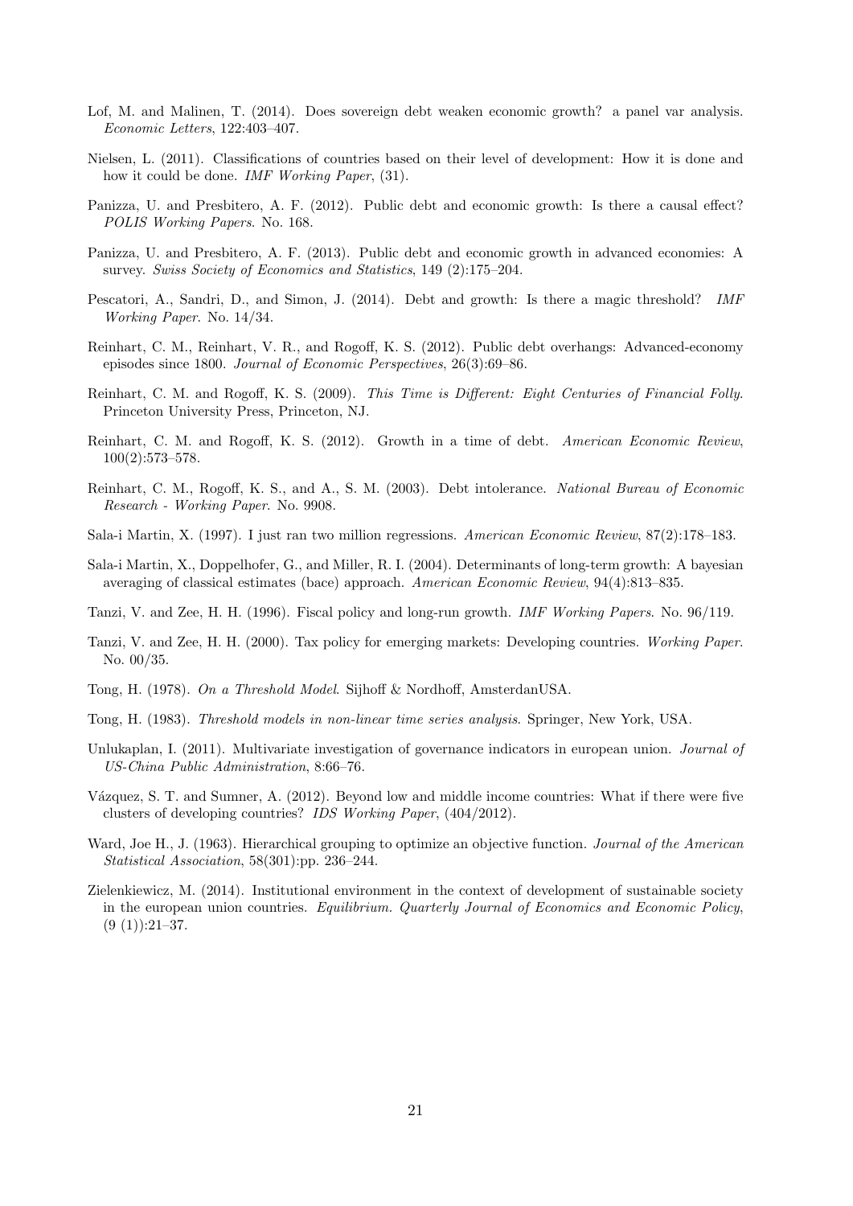Lof, M. and Malinen, T. (2014). Does sovereign debt weaken economic growth? a panel var analysis. *Economic Letters*, 122:403–407.

Nielsen, L. (2011). Classifications of countries based on their level of development: How it is done and how it could be done. *IMF Working Paper*, (31).

Panizza, U. and Presbitero, A. F. (2012). Public debt and economic growth: Is there a causal effect? *POLIS Working Papers*. No. 168.

Panizza, U. and Presbitero, A. F. (2013). Public debt and economic growth in advanced economies: A survey. *Swiss Society of Economics and Statistics*, 149 (2):175–204.

Pescatori, A., Sandri, D., and Simon, J. (2014). Debt and growth: Is there a magic threshold? *IMF Working Paper*. No. 14/34.

Reinhart, C. M., Reinhart, V. R., and Rogoff, K. S. (2012). Public debt overhangs: Advanced-economy episodes since 1800. *Journal of Economic Perspectives*, 26(3):69–86.

Reinhart, C. M. and Rogoff, K. S. (2009). *This Time is Different: Eight Centuries of Financial Folly*. Princeton University Press, Princeton, NJ.

Reinhart, C. M. and Rogoff, K. S. (2012). Growth in a time of debt. *American Economic Review*, 100(2):573–578.

Reinhart, C. M., Rogoff, K. S., and A., S. M. (2003). Debt intolerance. *National Bureau of Economic Research - Working Paper*. No. 9908.

Sala-i Martin, X. (1997). I just ran two million regressions. *American Economic Review*, 87(2):178–183.

Sala-i Martin, X., Doppelhofer, G., and Miller, R. I. (2004). Determinants of long-term growth: A bayesian averaging of classical estimates (bace) approach. *American Economic Review*, 94(4):813–835.

Tanzi, V. and Zee, H. H. (1996). Fiscal policy and long-run growth. *IMF Working Papers*. No. 96/119.

Tanzi, V. and Zee, H. H. (2000). Tax policy for emerging markets: Developing countries. *Working Paper*. No. 00/35.

Tong, H. (1978). *On a Threshold Model*. Sijhoff & Nordhoff, AmsterdanUSA.

Tong, H. (1983). *Threshold models in non-linear time series analysis*. Springer, New York, USA.

Unlukaplan, I. (2011). Multivariate investigation of governance indicators in european union. *Journal of US-China Public Administration*, 8:66–76.

Vázquez, S. T. and Sumner, A. (2012). Beyond low and middle income countries: What if there were five clusters of developing countries? *IDS Working Paper*, (404/2012).

Ward, Joe H., J. (1963). Hierarchical grouping to optimize an objective function. *Journal of the American Statistical Association*, 58(301):pp. 236–244.

Zielenkiewicz, M. (2014). Institutional environment in the context of development of sustainable society in the european union countries. *Equilibrium. Quarterly Journal of Economics and Economic Policy*, (9 (1)):21–37.